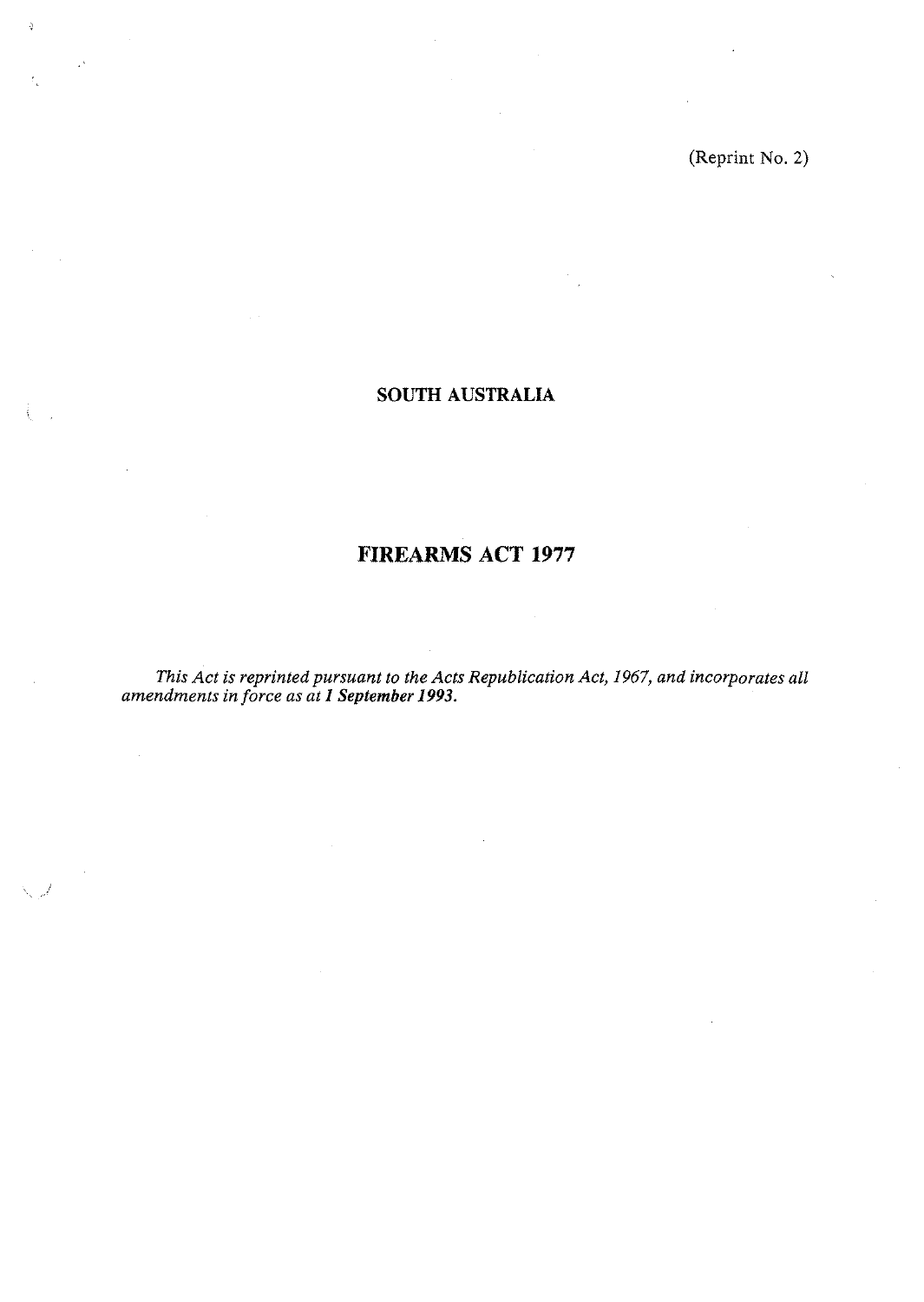(Reprint No. 2)

# SOUTH AUSTRALIA

# FIREARMS ACT 1977

*This Act is reprinted pursuant to the Acts Republication Act, 1967, and incorporates all amendments in force as at **1 September 1993**.*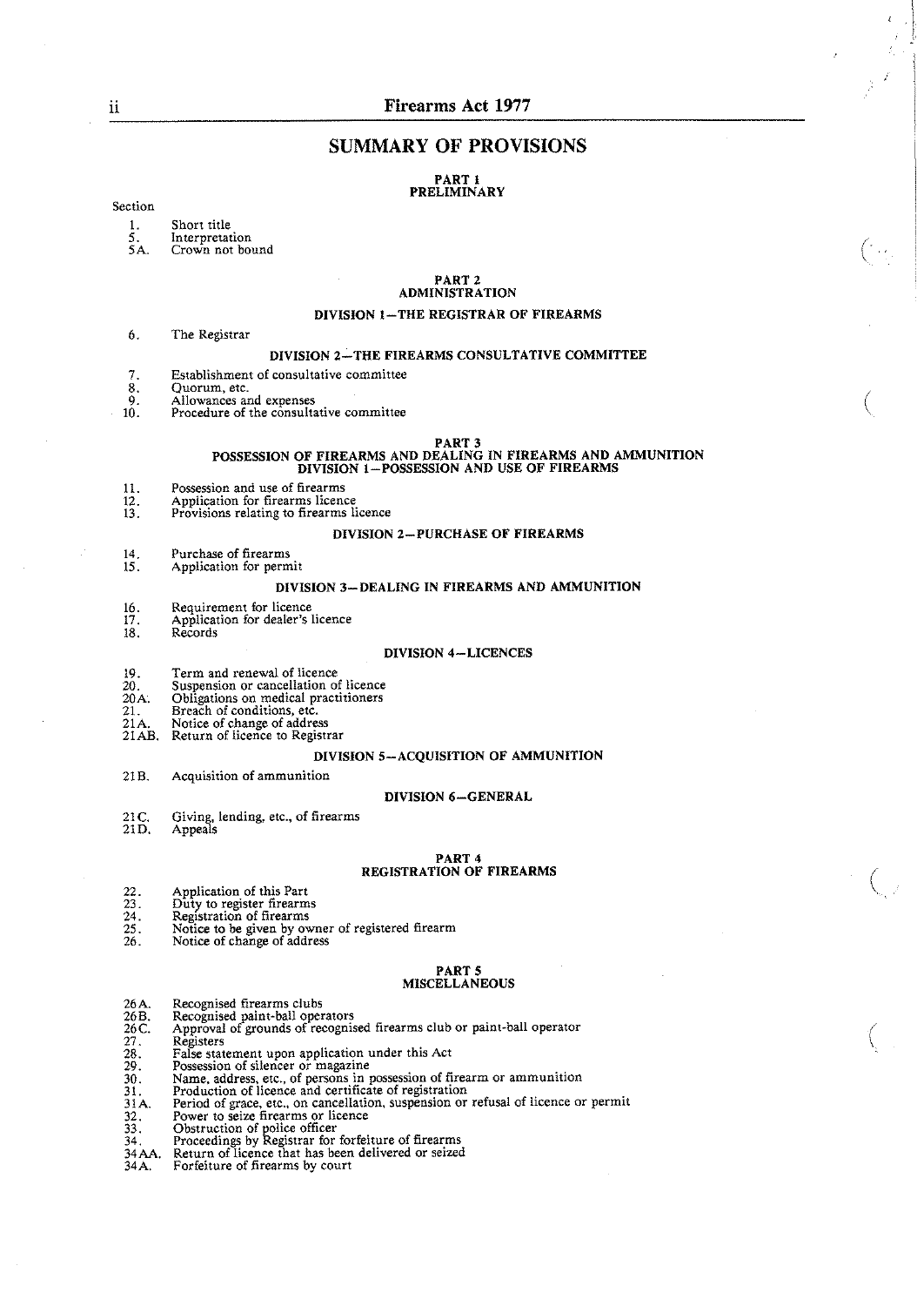## SUMMARY OF PROVISIONS

### PART 1
### PRELIMINARY

Section

1. Short title
5. Interpretation
5A. Crown not bound

### PART 2
### ADMINISTRATION

#### DIVISION 1—THE REGISTRAR OF FIREARMS

6. The Registrar

#### DIVISION 2—THE FIREARMS CONSULTATIVE COMMITTEE

7. Establishment of consultative committee
8. Quorum, etc.
9. Allowances and expenses
10. Procedure of the consultative committee

### PART 3
### POSSESSION OF FIREARMS AND DEALING IN FIREARMS AND AMMUNITION

#### DIVISION 1—POSSESSION AND USE OF FIREARMS

11. Possession and use of firearms
12. Application for firearms licence
13. Provisions relating to firearms licence

#### DIVISION 2—PURCHASE OF FIREARMS

14. Purchase of firearms
15. Application for permit

#### DIVISION 3—DEALING IN FIREARMS AND AMMUNITION

16. Requirement for licence
17. Application for dealer's licence
18. Records

#### DIVISION 4—LICENCES

19. Term and renewal of licence
20. Suspension or cancellation of licence
20A. Obligations on medical practitioners
21. Breach of conditions, etc.
21A. Notice of change of address
21AB. Return of licence to Registrar

#### DIVISION 5—ACQUISITION OF AMMUNITION

21B. Acquisition of ammunition

#### DIVISION 6—GENERAL

21C. Giving, lending, etc., of firearms
21D. Appeals

### PART 4
### REGISTRATION OF FIREARMS

22. Application of this Part
23. Duty to register firearms
24. Registration of firearms
25. Notice to be given by owner of registered firearm
26. Notice of change of address

### PART 5
### MISCELLANEOUS

26A. Recognised firearms clubs
26B. Recognised paint-ball operators
26C. Approval of grounds of recognised firearms club or paint-ball operator
27. Registers
28. False statement upon application under this Act
29. Possession of silencer or magazine
30. Name, address, etc., of persons in possession of firearm or ammunition
31. Production of licence and certificate of registration
31A. Period of grace, etc., on cancellation, suspension or refusal of licence or permit
32. Power to seize firearms or licence
33. Obstruction of police officer
34. Proceedings by Registrar for forfeiture of firearms
34AA. Return of licence that has been delivered or seized
34A. Forfeiture of firearms by court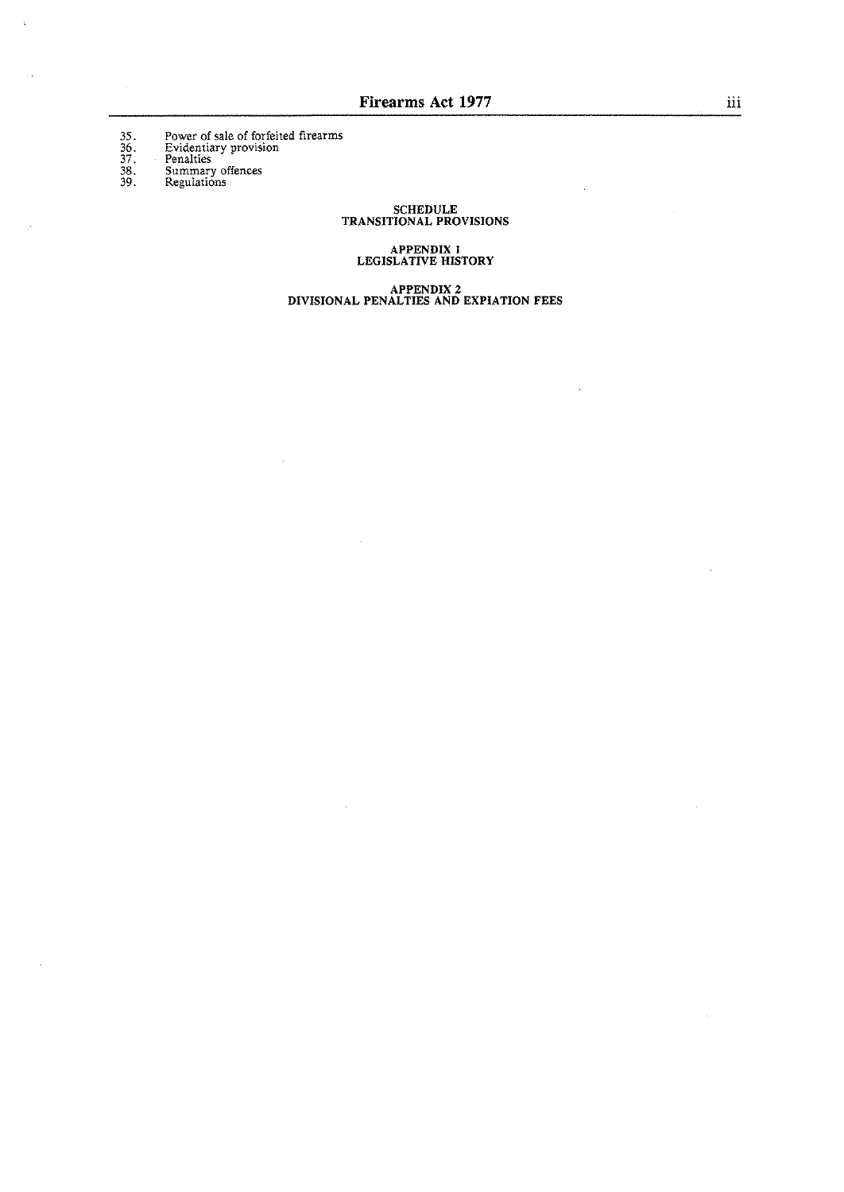35. Power of sale of forfeited firearms
36. Evidentiary provision
37. Penalties
38. Summary offences
39. Regulations

SCHEDULE
TRANSITIONAL PROVISIONS

APPENDIX 1
LEGISLATIVE HISTORY

APPENDIX 2
DIVISIONAL PENALTIES AND EXPIATION FEES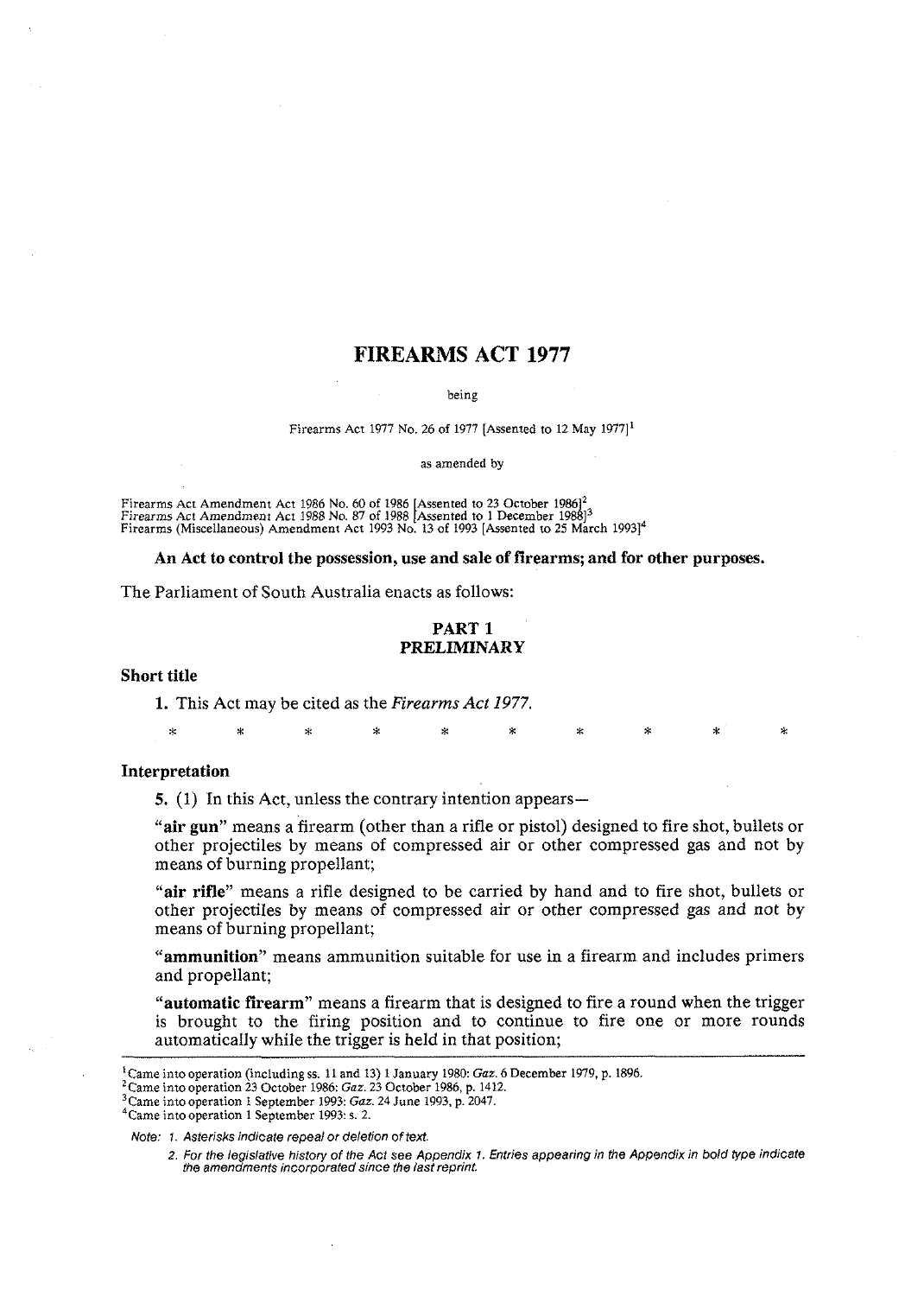# FIREARMS ACT 1977

being

Firearms Act 1977 No. 26 of 1977 [Assented to 12 May 1977][1]

as amended by

Firearms Act Amendment Act 1986 No. 60 of 1986 [Assented to 23 October 1986][2]
*Firearms* Act Amendment Act 1988 No. 87 of 1988 [Assented to 1 December 1988][3]
Firearms (Miscellaneous) Amendment Act 1993 No. 13 of 1993 [Assented to 25 March 1993][4]

**An Act to control the possession, use and sale of firearms; and for other purposes.**

The Parliament of South Australia enacts as follows:

## PART 1
## PRELIMINARY

### Short title

**1.** This Act may be cited as the *Firearms Act 1977*.

\* \* \* \* \* \* \* \* \* \*

### Interpretation

**5.** (1) In this Act, unless the contrary intention appears—

"**air gun**" means a firearm (other than a rifle or pistol) designed to fire shot, bullets or other projectiles by means of compressed air or other compressed gas and not by means of burning propellant;

"**air rifle**" means a rifle designed to be carried by hand and to fire shot, bullets or other projectiles by means of compressed air or other compressed gas and not by means of burning propellant;

"**ammunition**" means ammunition suitable for use in a firearm and includes primers and propellant;

"**automatic firearm**" means a firearm that is designed to fire a round when the trigger is brought to the firing position and to continue to fire one or more rounds automatically while the trigger is held in that position;

---

[1] Came into operation (including ss. 11 and 13) 1 January 1980: *Gaz.* 6 December 1979, p. 1896.
[2] Came into operation 23 October 1986: *Gaz.* 23 October 1986, p. 1412.
[3] Came into operation 1 September 1993: *Gaz.* 24 June 1993, p. 2047.
[4] Came into operation 1 September 1993: s. 2.

*Note: 1. Asterisks indicate repeal or deletion of text.*

*2. For the legislative history of the Act see Appendix 1. Entries appearing in the Appendix in bold type indicate the amendments incorporated since the last reprint.*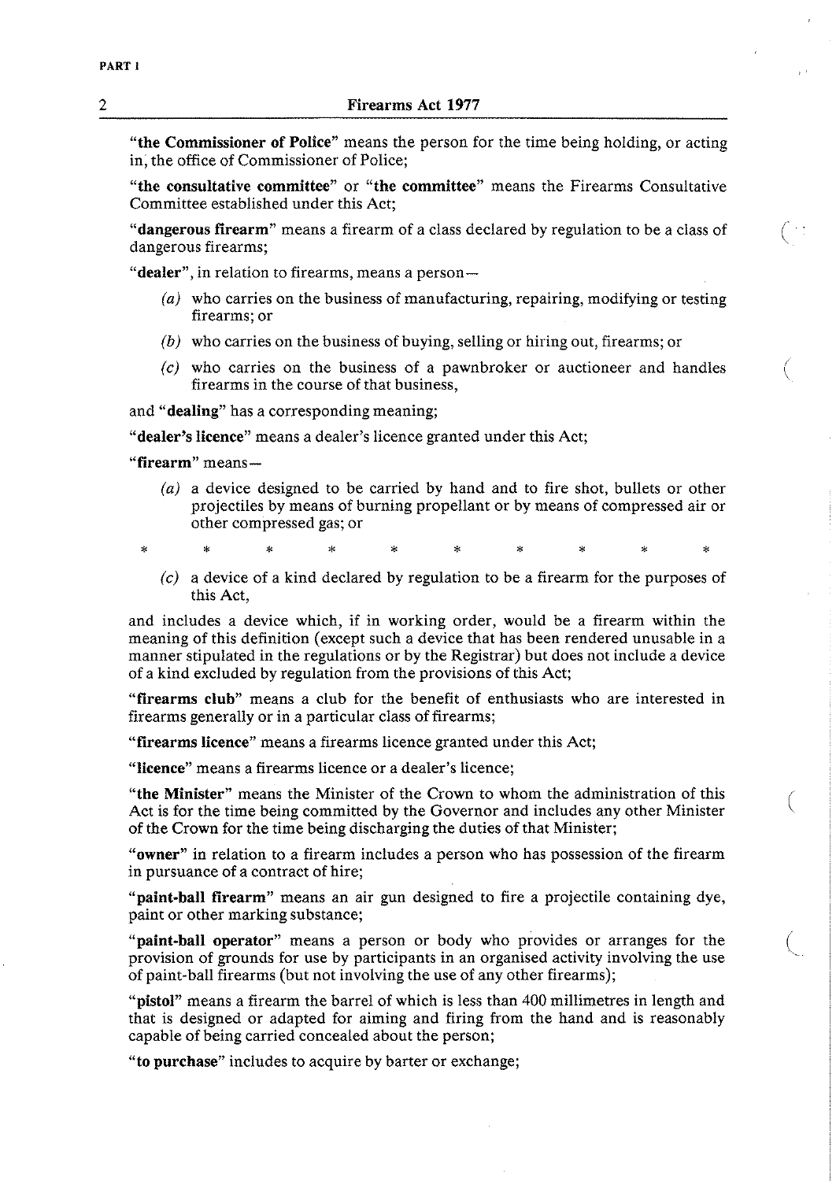"**the Commissioner of Police**" means the person for the time being holding, or acting in, the office of Commissioner of Police;

"**the consultative committee**" or "**the committee**" means the Firearms Consultative Committee established under this Act;

"**dangerous firearm**" means a firearm of a class declared by regulation to be a class of dangerous firearms;

"**dealer**", in relation to firearms, means a person—

- *(a)* who carries on the business of manufacturing, repairing, modifying or testing firearms; or
- *(b)* who carries on the business of buying, selling or hiring out, firearms; or
- *(c)* who carries on the business of a pawnbroker or auctioneer and handles firearms in the course of that business,

and "**dealing**" has a corresponding meaning;

"**dealer's licence**" means a dealer's licence granted under this Act;

"**firearm**" means—

- *(a)* a device designed to be carried by hand and to fire shot, bullets or other projectiles by means of burning propellant or by means of compressed air or other compressed gas; or

\* \* \* \* \* \* \* \* \* \*

- *(c)* a device of a kind declared by regulation to be a firearm for the purposes of this Act,

and includes a device which, if in working order, would be a firearm within the meaning of this definition (except such a device that has been rendered unusable in a manner stipulated in the regulations or by the Registrar) but does not include a device of a kind excluded by regulation from the provisions of this Act;

"**firearms club**" means a club for the benefit of enthusiasts who are interested in firearms generally or in a particular class of firearms;

"**firearms licence**" means a firearms licence granted under this Act;

"**licence**" means a firearms licence or a dealer's licence;

"**the Minister**" means the Minister of the Crown to whom the administration of this Act is for the time being committed by the Governor and includes any other Minister of the Crown for the time being discharging the duties of that Minister;

"**owner**" in relation to a firearm includes a person who has possession of the firearm in pursuance of a contract of hire;

"**paint-ball firearm**" means an air gun designed to fire a projectile containing dye, paint or other marking substance;

"**paint-ball operator**" means a person or body who provides or arranges for the provision of grounds for use by participants in an organised activity involving the use of paint-ball firearms (but not involving the use of any other firearms);

"**pistol**" means a firearm the barrel of which is less than 400 millimetres in length and that is designed or adapted for aiming and firing from the hand and is reasonably capable of being carried concealed about the person;

"**to purchase**" includes to acquire by barter or exchange;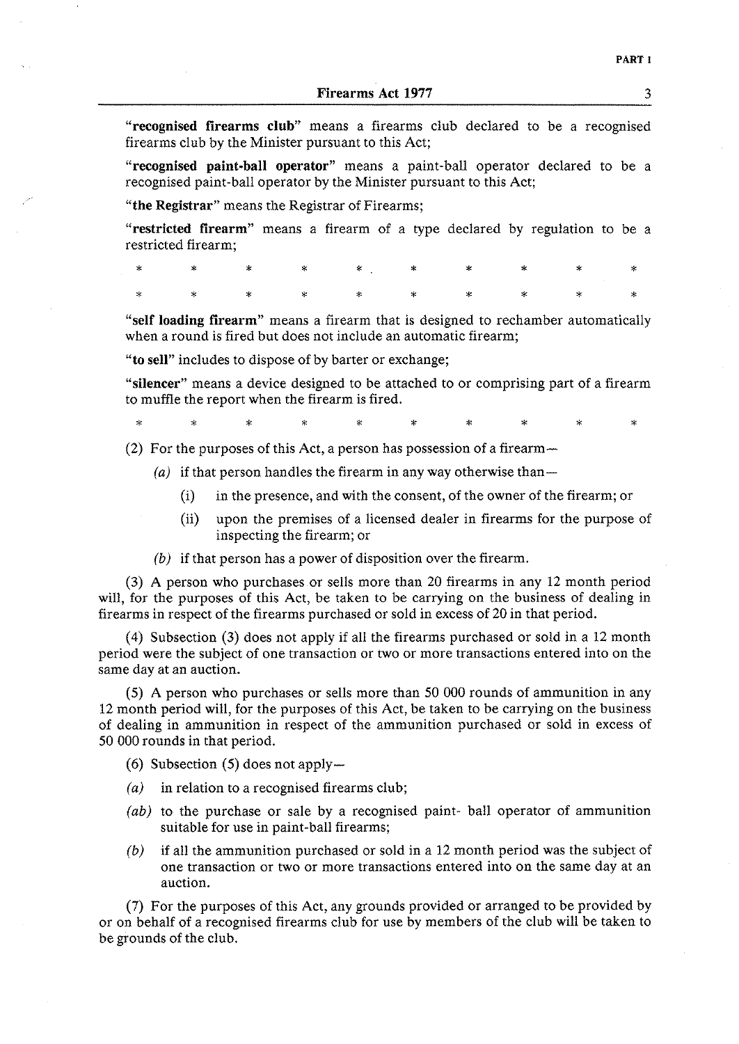"**recognised firearms club**" means a firearms club declared to be a recognised firearms club by the Minister pursuant to this Act;

"**recognised paint-ball operator**" means a paint-ball operator declared to be a recognised paint-ball operator by the Minister pursuant to this Act;

"**the Registrar**" means the Registrar of Firearms;

"**restricted firearm**" means a firearm of a type declared by regulation to be a restricted firearm;

\* \* \* \* \* \* \* \* \* \*

\* \* \* \* \* \* \* \* \* \*

"**self loading firearm**" means a firearm that is designed to rechamber automatically when a round is fired but does not include an automatic firearm;

"**to sell**" includes to dispose of by barter or exchange;

"**silencer**" means a device designed to be attached to or comprising part of a firearm to muffle the report when the firearm is fired.

\* \* \* \* \* \* \* \* \* \*

(2) For the purposes of this Act, a person has possession of a firearm—

- *(a)* if that person handles the firearm in any way otherwise than—
  - (i) in the presence, and with the consent, of the owner of the firearm; or
  - (ii) upon the premises of a licensed dealer in firearms for the purpose of inspecting the firearm; or
- *(b)* if that person has a power of disposition over the firearm.

(3) A person who purchases or sells more than 20 firearms in any 12 month period will, for the purposes of this Act, be taken to be carrying on the business of dealing in firearms in respect of the firearms purchased or sold in excess of 20 in that period.

(4) Subsection (3) does not apply if all the firearms purchased or sold in a 12 month period were the subject of one transaction or two or more transactions entered into on the same day at an auction.

(5) A person who purchases or sells more than 50 000 rounds of ammunition in any 12 month period will, for the purposes of this Act, be taken to be carrying on the business of dealing in ammunition in respect of the ammunition purchased or sold in excess of 50 000 rounds in that period.

(6) Subsection (5) does not apply—

- *(a)* in relation to a recognised firearms club;
- *(ab)* to the purchase or sale by a recognised paint- ball operator of ammunition suitable for use in paint-ball firearms;
- *(b)* if all the ammunition purchased or sold in a 12 month period was the subject of one transaction or two or more transactions entered into on the same day at an auction.

(7) For the purposes of this Act, any grounds provided or arranged to be provided by or on behalf of a recognised firearms club for use by members of the club will be taken to be grounds of the club.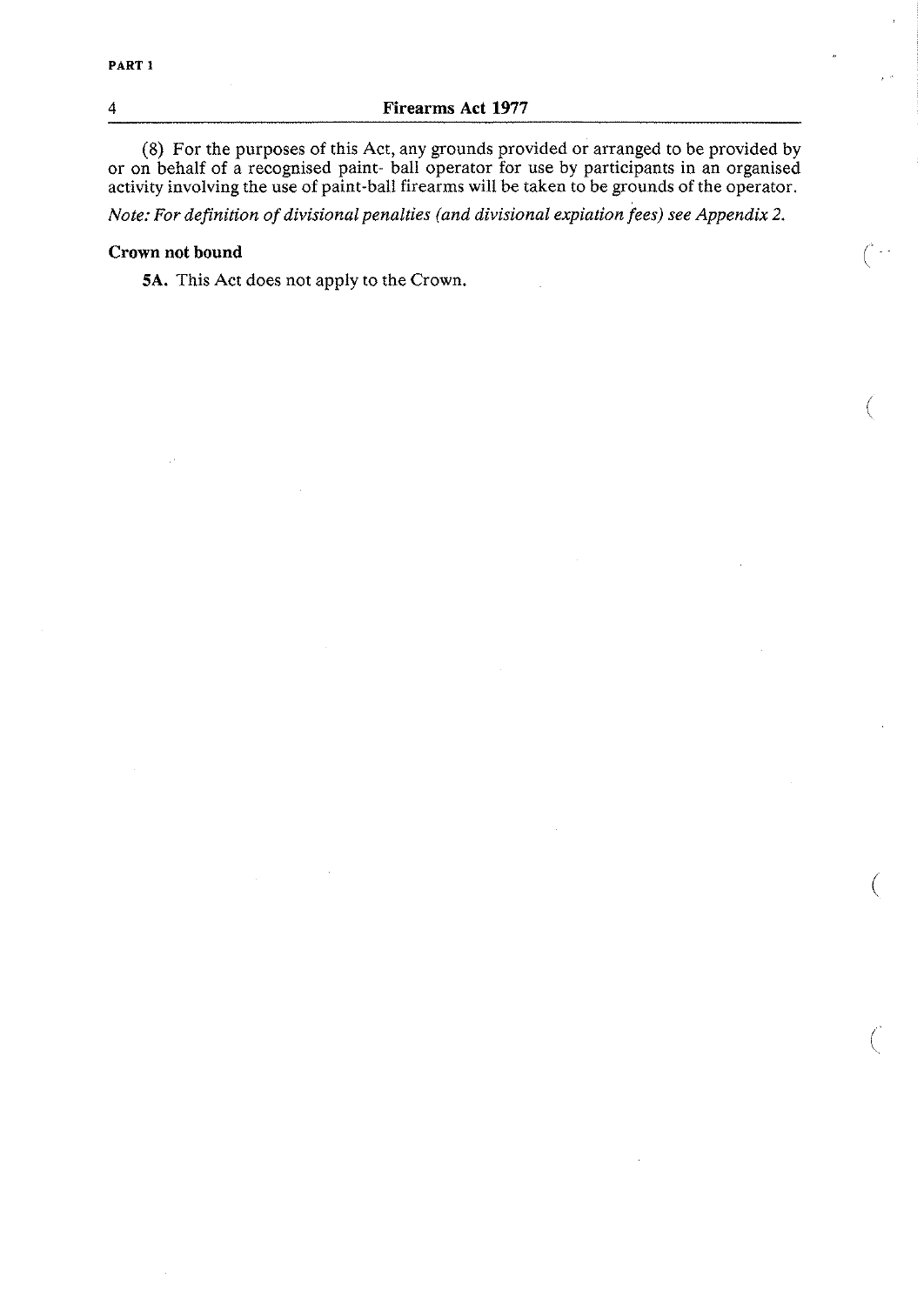(8) For the purposes of this Act, any grounds provided or arranged to be provided by or on behalf of a recognised paint- ball operator for use by participants in an organised activity involving the use of paint-ball firearms will be taken to be grounds of the operator.

*Note: For definition of divisional penalties (and divisional expiation fees) see Appendix 2.*

**Crown not bound**

**5A.** This Act does not apply to the Crown.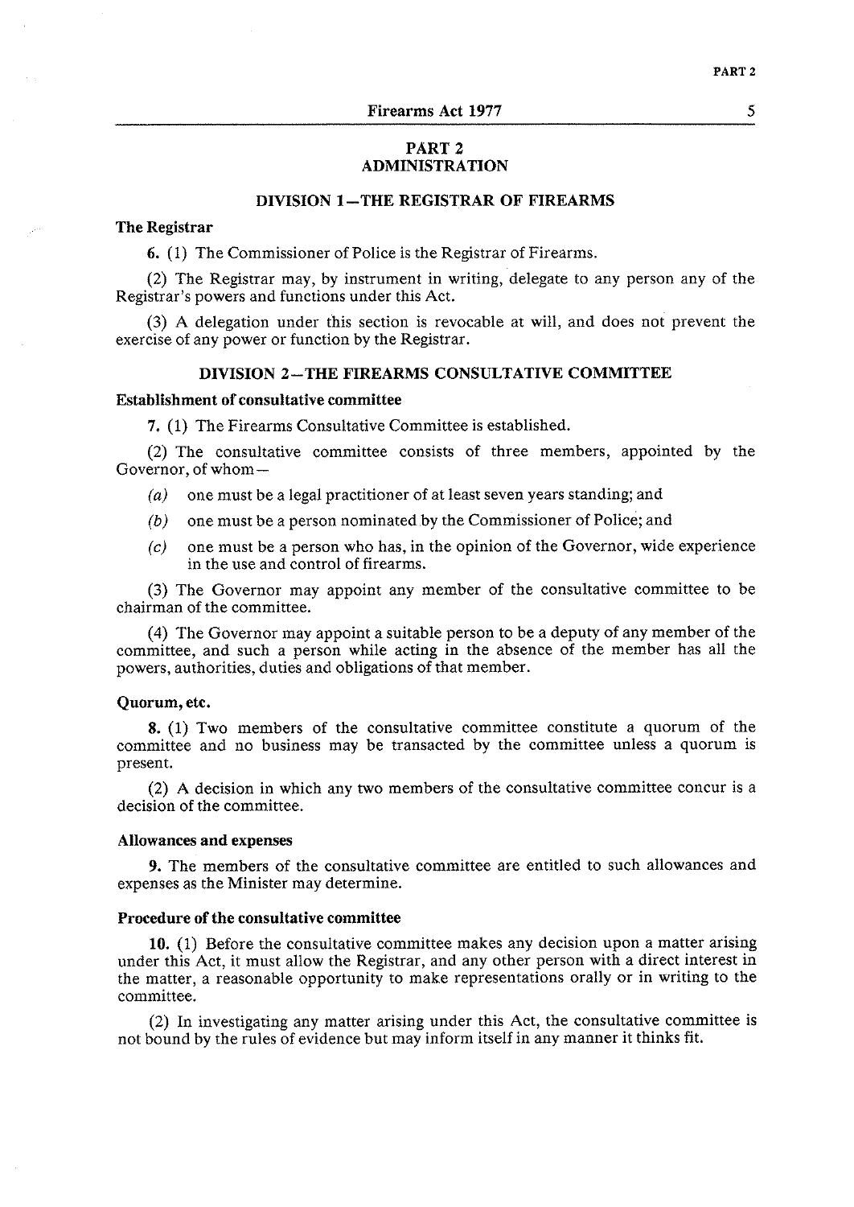## PART 2
## ADMINISTRATION

### DIVISION 1—THE REGISTRAR OF FIREARMS

**The Registrar**

**6.** (1) The Commissioner of Police is the Registrar of Firearms.

(2) The Registrar may, by instrument in writing, delegate to any person any of the Registrar's powers and functions under this Act.

(3) A delegation under this section is revocable at will, and does not prevent the exercise of any power or function by the Registrar.

### DIVISION 2—THE FIREARMS CONSULTATIVE COMMITTEE

**Establishment of consultative committee**

**7.** (1) The Firearms Consultative Committee is established.

(2) The consultative committee consists of three members, appointed by the Governor, of whom—

*(a)* one must be a legal practitioner of at least seven years standing; and

*(b)* one must be a person nominated by the Commissioner of Police; and

*(c)* one must be a person who has, in the opinion of the Governor, wide experience in the use and control of firearms.

(3) The Governor may appoint any member of the consultative committee to be chairman of the committee.

(4) The Governor may appoint a suitable person to be a deputy of any member of the committee, and such a person while acting in the absence of the member has all the powers, authorities, duties and obligations of that member.

**Quorum, etc.**

**8.** (1) Two members of the consultative committee constitute a quorum of the committee and no business may be transacted by the committee unless a quorum is present.

(2) A decision in which any two members of the consultative committee concur is a decision of the committee.

**Allowances and expenses**

**9.** The members of the consultative committee are entitled to such allowances and expenses as the Minister may determine.

**Procedure of the consultative committee**

**10.** (1) Before the consultative committee makes any decision upon a matter arising under this Act, it must allow the Registrar, and any other person with a direct interest in the matter, a reasonable opportunity to make representations orally or in writing to the committee.

(2) In investigating any matter arising under this Act, the consultative committee is not bound by the rules of evidence but may inform itself in any manner it thinks fit.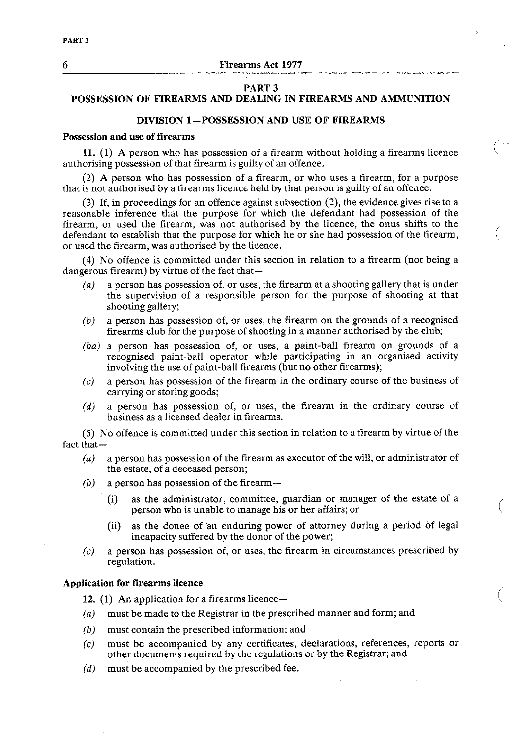## PART 3
## POSSESSION OF FIREARMS AND DEALING IN FIREARMS AND AMMUNITION

### DIVISION 1—POSSESSION AND USE OF FIREARMS

**Possession and use of firearms**

**11.** (1) A person who has possession of a firearm without holding a firearms licence authorising possession of that firearm is guilty of an offence.

(2) A person who has possession of a firearm, or who uses a firearm, for a purpose that is not authorised by a firearms licence held by that person is guilty of an offence.

(3) If, in proceedings for an offence against subsection (2), the evidence gives rise to a reasonable inference that the purpose for which the defendant had possession of the firearm, or used the firearm, was not authorised by the licence, the onus shifts to the defendant to establish that the purpose for which he or she had possession of the firearm, or used the firearm, was authorised by the licence.

(4) No offence is committed under this section in relation to a firearm (not being a dangerous firearm) by virtue of the fact that—

*(a)* a person has possession of, or uses, the firearm at a shooting gallery that is under the supervision of a responsible person for the purpose of shooting at that shooting gallery;

*(b)* a person has possession of, or uses, the firearm on the grounds of a recognised firearms club for the purpose of shooting in a manner authorised by the club;

*(ba)* a person has possession of, or uses, a paint-ball firearm on grounds of a recognised paint-ball operator while participating in an organised activity involving the use of paint-ball firearms (but no other firearms);

*(c)* a person has possession of the firearm in the ordinary course of the business of carrying or storing goods;

*(d)* a person has possession of, or uses, the firearm in the ordinary course of business as a licensed dealer in firearms.

(5) No offence is committed under this section in relation to a firearm by virtue of the fact that—

*(a)* a person has possession of the firearm as executor of the will, or administrator of the estate, of a deceased person;

*(b)* a person has possession of the firearm—

(i) as the administrator, committee, guardian or manager of the estate of a person who is unable to manage his or her affairs; or

(ii) as the donee of an enduring power of attorney during a period of legal incapacity suffered by the donor of the power;

*(c)* a person has possession of, or uses, the firearm in circumstances prescribed by regulation.

**Application for firearms licence**

**12.** (1) An application for a firearms licence—

*(a)* must be made to the Registrar in the prescribed manner and form; and

*(b)* must contain the prescribed information; and

*(c)* must be accompanied by any certificates, declarations, references, reports or other documents required by the regulations or by the Registrar; and

*(d)* must be accompanied by the prescribed fee.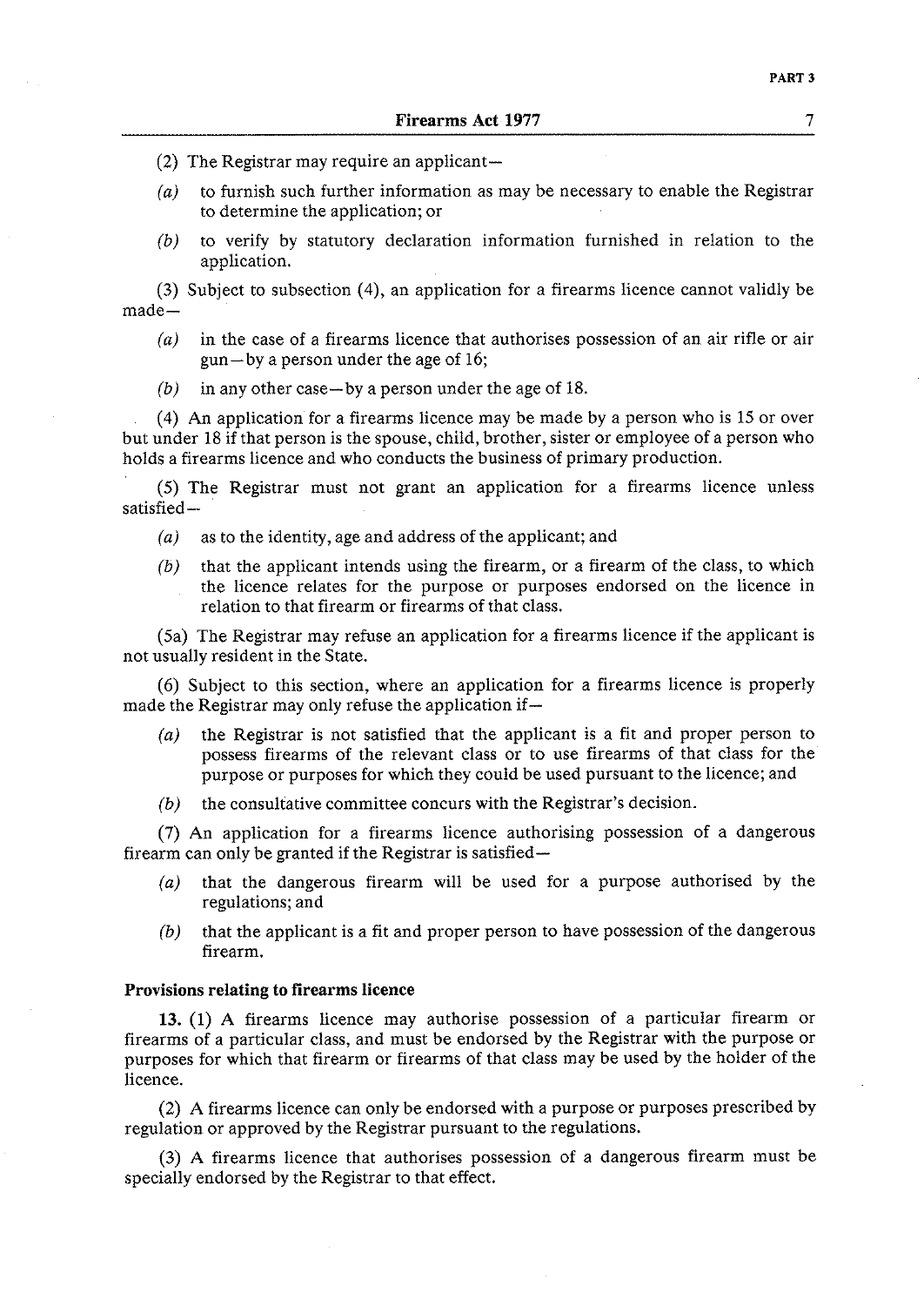(2) The Registrar may require an applicant—

*(a)* to furnish such further information as may be necessary to enable the Registrar to determine the application; or

*(b)* to verify by statutory declaration information furnished in relation to the application.

(3) Subject to subsection (4), an application for a firearms licence cannot validly be made—

*(a)* in the case of a firearms licence that authorises possession of an air rifle or air gun—by a person under the age of 16;

*(b)* in any other case—by a person under the age of 18.

(4) An application for a firearms licence may be made by a person who is 15 or over but under 18 if that person is the spouse, child, brother, sister or employee of a person who holds a firearms licence and who conducts the business of primary production.

(5) The Registrar must not grant an application for a firearms licence unless satisfied—

*(a)* as to the identity, age and address of the applicant; and

*(b)* that the applicant intends using the firearm, or a firearm of the class, to which the licence relates for the purpose or purposes endorsed on the licence in relation to that firearm or firearms of that class.

(5a) The Registrar may refuse an application for a firearms licence if the applicant is not usually resident in the State.

(6) Subject to this section, where an application for a firearms licence is properly made the Registrar may only refuse the application if—

*(a)* the Registrar is not satisfied that the applicant is a fit and proper person to possess firearms of the relevant class or to use firearms of that class for the purpose or purposes for which they could be used pursuant to the licence; and

*(b)* the consultative committee concurs with the Registrar's decision.

(7) An application for a firearms licence authorising possession of a dangerous firearm can only be granted if the Registrar is satisfied—

*(a)* that the dangerous firearm will be used for a purpose authorised by the regulations; and

*(b)* that the applicant is a fit and proper person to have possession of the dangerous firearm.

**Provisions relating to firearms licence**

**13.** (1) A firearms licence may authorise possession of a particular firearm or firearms of a particular class, and must be endorsed by the Registrar with the purpose or purposes for which that firearm or firearms of that class may be used by the holder of the licence.

(2) A firearms licence can only be endorsed with a purpose or purposes prescribed by regulation or approved by the Registrar pursuant to the regulations.

(3) A firearms licence that authorises possession of a dangerous firearm must be specially endorsed by the Registrar to that effect.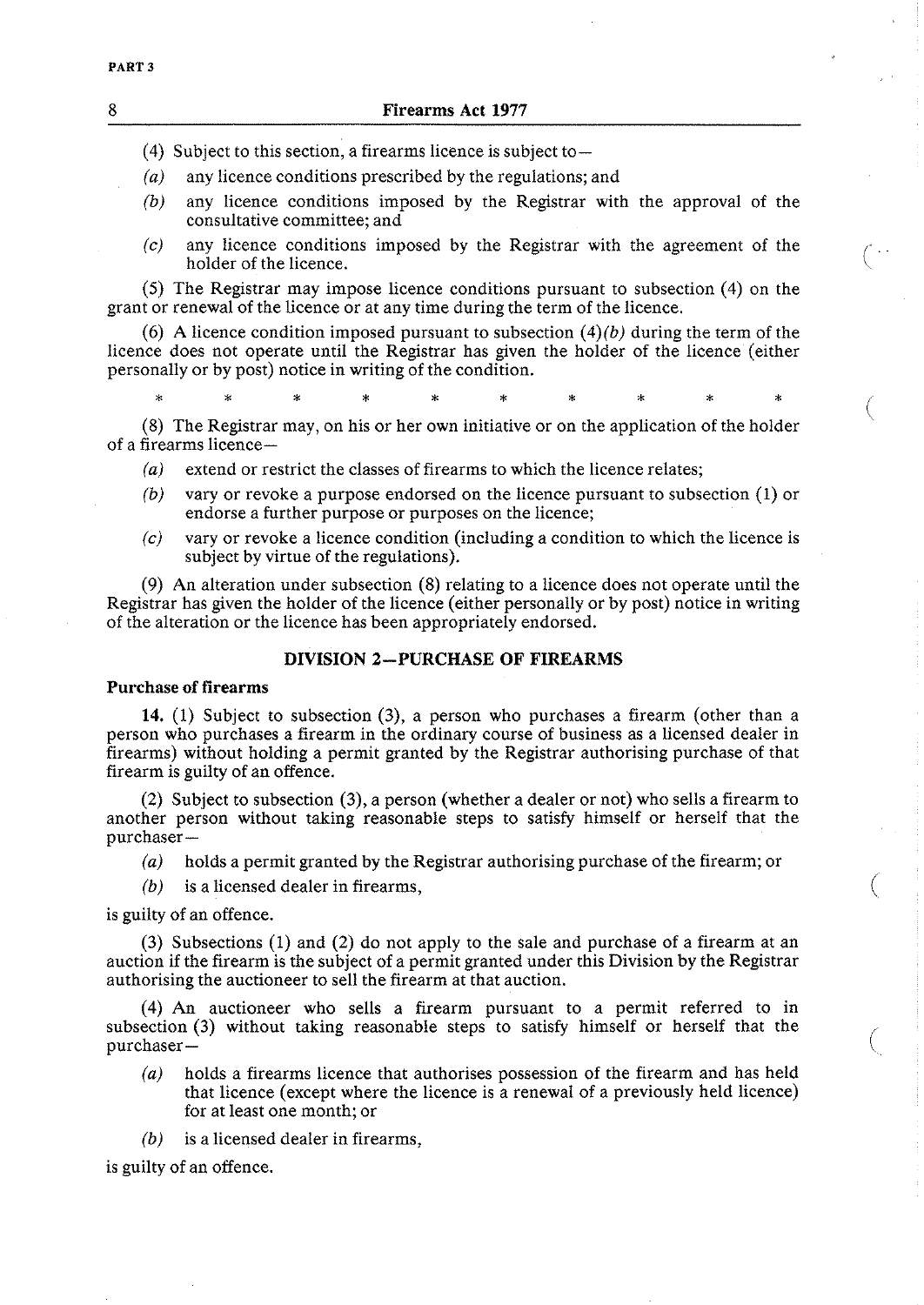(4) Subject to this section, a firearms licence is subject to—

*(a)* any licence conditions prescribed by the regulations; and

*(b)* any licence conditions imposed by the Registrar with the approval of the consultative committee; and

*(c)* any licence conditions imposed by the Registrar with the agreement of the holder of the licence.

(5) The Registrar may impose licence conditions pursuant to subsection (4) on the grant or renewal of the licence or at any time during the term of the licence.

(6) A licence condition imposed pursuant to subsection (4)*(b)* during the term of the licence does not operate until the Registrar has given the holder of the licence (either personally or by post) notice in writing of the condition.

\* \* \* \* \* \* \* \* \* \*

(8) The Registrar may, on his or her own initiative or on the application of the holder of a firearms licence—

*(a)* extend or restrict the classes of firearms to which the licence relates;

*(b)* vary or revoke a purpose endorsed on the licence pursuant to subsection (1) or endorse a further purpose or purposes on the licence;

*(c)* vary or revoke a licence condition (including a condition to which the licence is subject by virtue of the regulations).

(9) An alteration under subsection (8) relating to a licence does not operate until the Registrar has given the holder of the licence (either personally or by post) notice in writing of the alteration or the licence has been appropriately endorsed.

## DIVISION 2—PURCHASE OF FIREARMS

**Purchase of firearms**

**14.** (1) Subject to subsection (3), a person who purchases a firearm (other than a person who purchases a firearm in the ordinary course of business as a licensed dealer in firearms) without holding a permit granted by the Registrar authorising purchase of that firearm is guilty of an offence.

(2) Subject to subsection (3), a person (whether a dealer or not) who sells a firearm to another person without taking reasonable steps to satisfy himself or herself that the purchaser—

*(a)* holds a permit granted by the Registrar authorising purchase of the firearm; or

*(b)* is a licensed dealer in firearms,

is guilty of an offence.

(3) Subsections (1) and (2) do not apply to the sale and purchase of a firearm at an auction if the firearm is the subject of a permit granted under this Division by the Registrar authorising the auctioneer to sell the firearm at that auction.

(4) An auctioneer who sells a firearm pursuant to a permit referred to in subsection (3) without taking reasonable steps to satisfy himself or herself that the purchaser—

*(a)* holds a firearms licence that authorises possession of the firearm and has held that licence (except where the licence is a renewal of a previously held licence) for at least one month; or

*(b)* is a licensed dealer in firearms,

is guilty of an offence.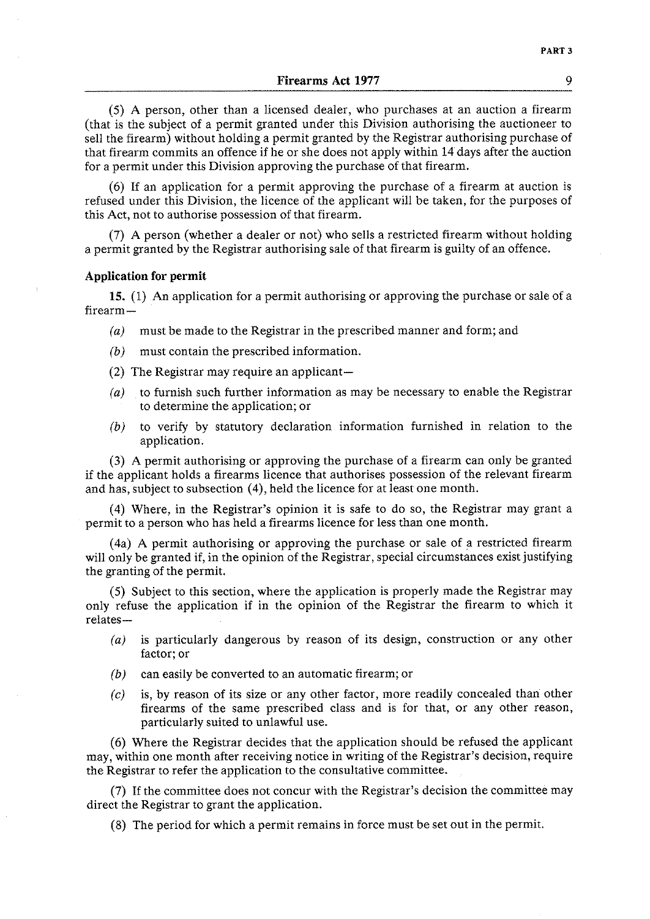(5) A person, other than a licensed dealer, who purchases at an auction a firearm (that is the subject of a permit granted under this Division authorising the auctioneer to sell the firearm) without holding a permit granted by the Registrar authorising purchase of that firearm commits an offence if he or she does not apply within 14 days after the auction for a permit under this Division approving the purchase of that firearm.

(6) If an application for a permit approving the purchase of a firearm at auction is refused under this Division, the licence of the applicant will be taken, for the purposes of this Act, not to authorise possession of that firearm.

(7) A person (whether a dealer or not) who sells a restricted firearm without holding a permit granted by the Registrar authorising sale of that firearm is guilty of an offence.

**Application for permit**

**15.** (1) An application for a permit authorising or approving the purchase or sale of a firearm—

- *(a)* must be made to the Registrar in the prescribed manner and form; and
- *(b)* must contain the prescribed information.

(2) The Registrar may require an applicant—

- *(a)* to furnish such further information as may be necessary to enable the Registrar to determine the application; or
- *(b)* to verify by statutory declaration information furnished in relation to the application.

(3) A permit authorising or approving the purchase of a firearm can only be granted if the applicant holds a firearms licence that authorises possession of the relevant firearm and has, subject to subsection (4), held the licence for at least one month.

(4) Where, in the Registrar's opinion it is safe to do so, the Registrar may grant a permit to a person who has held a firearms licence for less than one month.

(4a) A permit authorising or approving the purchase or sale of a restricted firearm will only be granted if, in the opinion of the Registrar, special circumstances exist justifying the granting of the permit.

(5) Subject to this section, where the application is properly made the Registrar may only refuse the application if in the opinion of the Registrar the firearm to which it relates—

- *(a)* is particularly dangerous by reason of its design, construction or any other factor; or
- *(b)* can easily be converted to an automatic firearm; or
- *(c)* is, by reason of its size or any other factor, more readily concealed than other firearms of the same prescribed class and is for that, or any other reason, particularly suited to unlawful use.

(6) Where the Registrar decides that the application should be refused the applicant may, within one month after receiving notice in writing of the Registrar's decision, require the Registrar to refer the application to the consultative committee.

(7) If the committee does not concur with the Registrar's decision the committee may direct the Registrar to grant the application.

(8) The period for which a permit remains in force must be set out in the permit.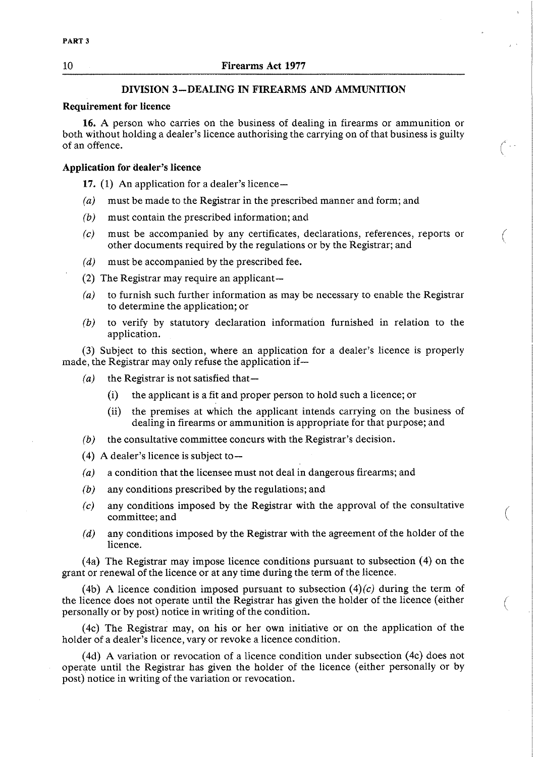## DIVISION 3—DEALING IN FIREARMS AND AMMUNITION

**Requirement for licence**

**16.** A person who carries on the business of dealing in firearms or ammunition or both without holding a dealer's licence authorising the carrying on of that business is guilty of an offence.

**Application for dealer's licence**

**17.** (1) An application for a dealer's licence—

*(a)* must be made to the Registrar in the prescribed manner and form; and

*(b)* must contain the prescribed information; and

*(c)* must be accompanied by any certificates, declarations, references, reports or other documents required by the regulations or by the Registrar; and

*(d)* must be accompanied by the prescribed fee.

(2) The Registrar may require an applicant—

*(a)* to furnish such further information as may be necessary to enable the Registrar to determine the application; or

*(b)* to verify by statutory declaration information furnished in relation to the application.

(3) Subject to this section, where an application for a dealer's licence is properly made, the Registrar may only refuse the application if—

*(a)* the Registrar is not satisfied that—

(i) the applicant is a fit and proper person to hold such a licence; or

(ii) the premises at which the applicant intends carrying on the business of dealing in firearms or ammunition is appropriate for that purpose; and

*(b)* the consultative committee concurs with the Registrar's decision.

(4) A dealer's licence is subject to—

*(a)* a condition that the licensee must not deal in dangerous firearms; and

*(b)* any conditions prescribed by the regulations; and

*(c)* any conditions imposed by the Registrar with the approval of the consultative committee; and

*(d)* any conditions imposed by the Registrar with the agreement of the holder of the licence.

(4a) The Registrar may impose licence conditions pursuant to subsection (4) on the grant or renewal of the licence or at any time during the term of the licence.

(4b) A licence condition imposed pursuant to subsection (4)*(c)* during the term of the licence does not operate until the Registrar has given the holder of the licence (either personally or by post) notice in writing of the condition.

(4c) The Registrar may, on his or her own initiative or on the application of the holder of a dealer's licence, vary or revoke a licence condition.

(4d) A variation or revocation of a licence condition under subsection (4c) does not operate until the Registrar has given the holder of the licence (either personally or by post) notice in writing of the variation or revocation.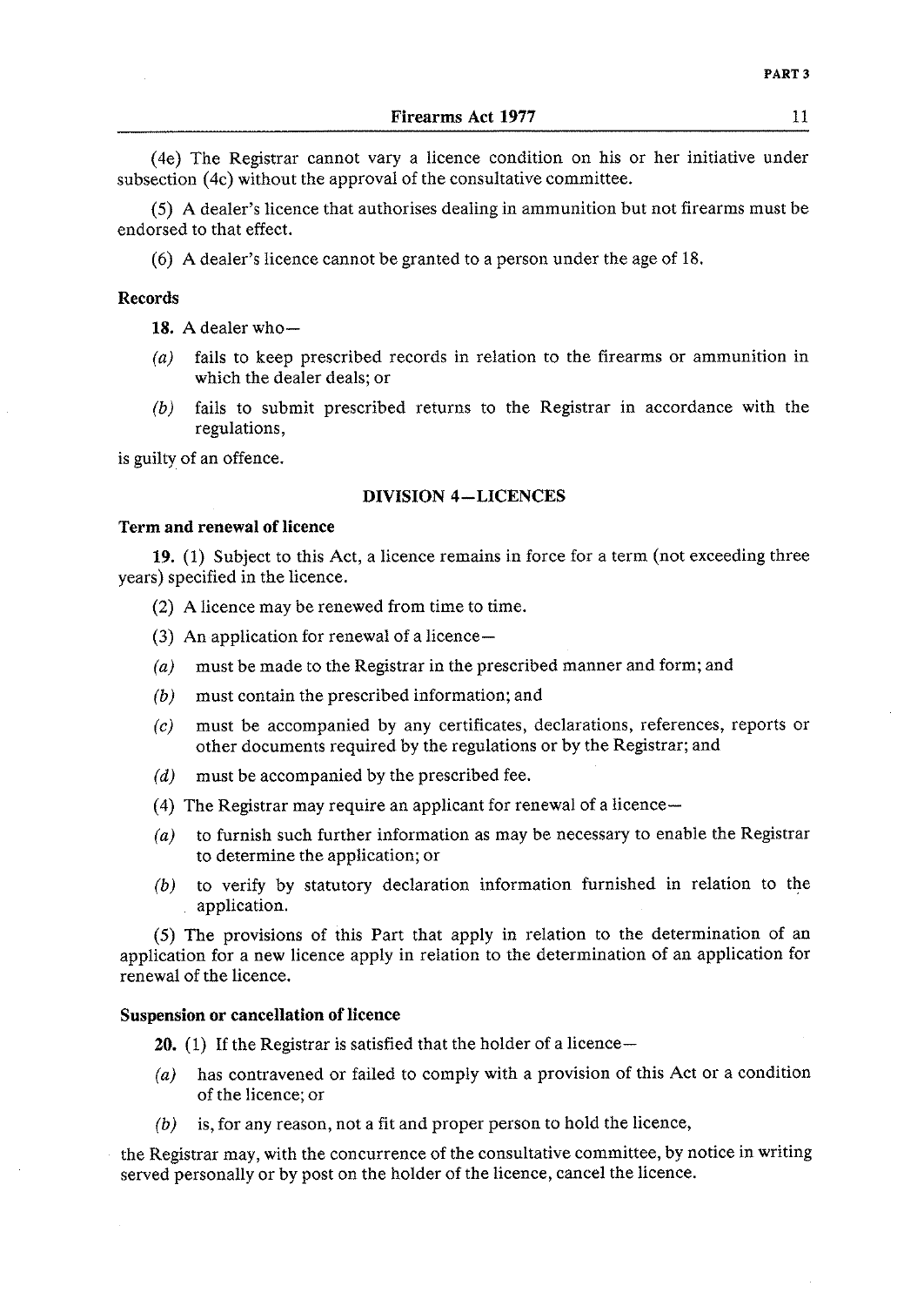(4e) The Registrar cannot vary a licence condition on his or her initiative under subsection (4c) without the approval of the consultative committee.

(5) A dealer's licence that authorises dealing in ammunition but not firearms must be endorsed to that effect.

(6) A dealer's licence cannot be granted to a person under the age of 18.

**Records**

**18.** A dealer who—

*(a)* fails to keep prescribed records in relation to the firearms or ammunition in which the dealer deals; or

*(b)* fails to submit prescribed returns to the Registrar in accordance with the regulations,

is guilty of an offence.

## DIVISION 4—LICENCES

**Term and renewal of licence**

**19.** (1) Subject to this Act, a licence remains in force for a term (not exceeding three years) specified in the licence.

(2) A licence may be renewed from time to time.

(3) An application for renewal of a licence—

*(a)* must be made to the Registrar in the prescribed manner and form; and

*(b)* must contain the prescribed information; and

*(c)* must be accompanied by any certificates, declarations, references, reports or other documents required by the regulations or by the Registrar; and

*(d)* must be accompanied by the prescribed fee.

(4) The Registrar may require an applicant for renewal of a licence—

*(a)* to furnish such further information as may be necessary to enable the Registrar to determine the application; or

*(b)* to verify by statutory declaration information furnished in relation to the application.

(5) The provisions of this Part that apply in relation to the determination of an application for a new licence apply in relation to the determination of an application for renewal of the licence.

**Suspension or cancellation of licence**

**20.** (1) If the Registrar is satisfied that the holder of a licence—

*(a)* has contravened or failed to comply with a provision of this Act or a condition of the licence; or

*(b)* is, for any reason, not a fit and proper person to hold the licence,

the Registrar may, with the concurrence of the consultative committee, by notice in writing served personally or by post on the holder of the licence, cancel the licence.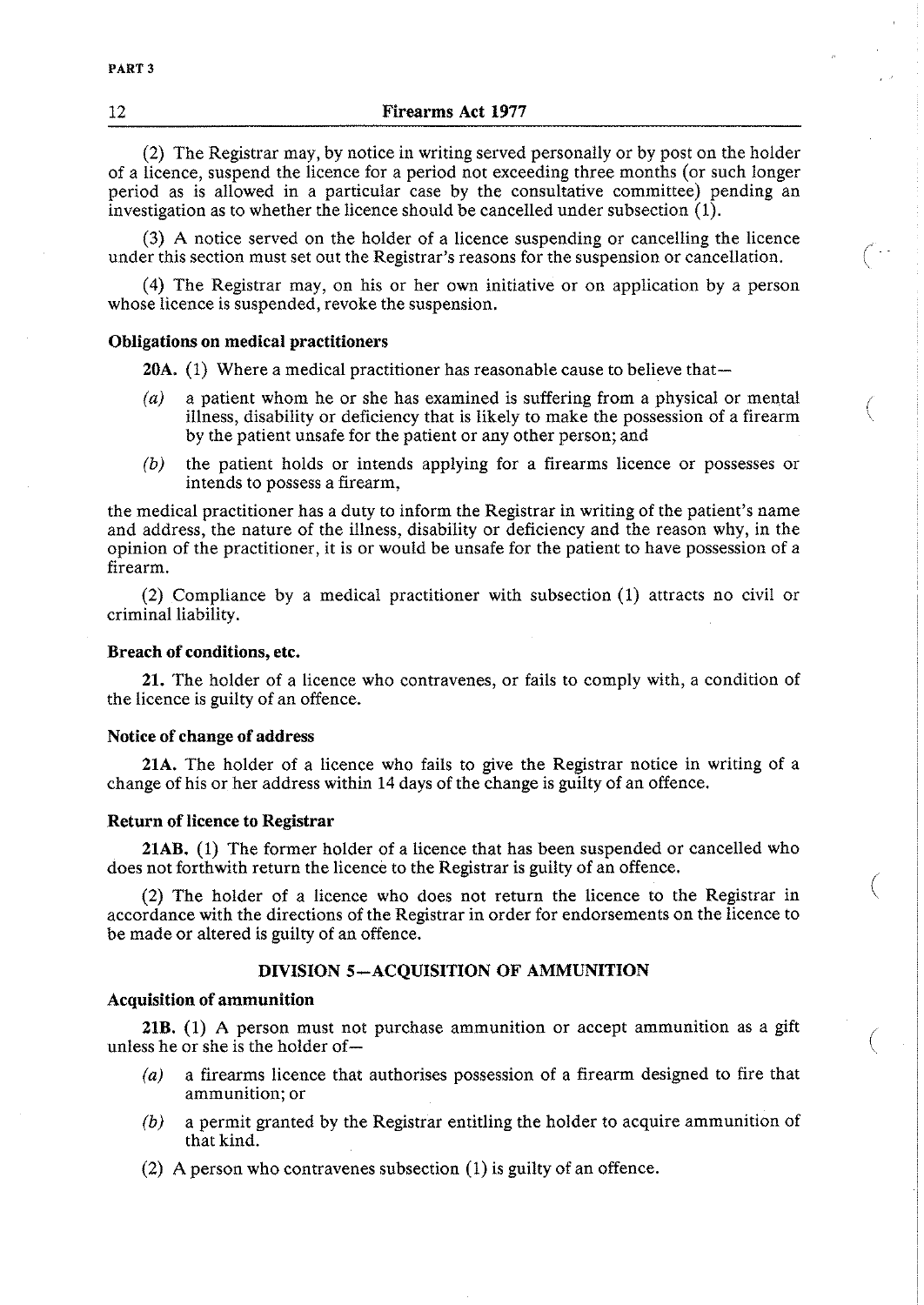(2) The Registrar may, by notice in writing served personally or by post on the holder of a licence, suspend the licence for a period not exceeding three months (or such longer period as is allowed in a particular case by the consultative committee) pending an investigation as to whether the licence should be cancelled under subsection (1).

(3) A notice served on the holder of a licence suspending or cancelling the licence under this section must set out the Registrar's reasons for the suspension or cancellation.

(4) The Registrar may, on his or her own initiative or on application by a person whose licence is suspended, revoke the suspension.

**Obligations on medical practitioners**

**20A.** (1) Where a medical practitioner has reasonable cause to believe that—

*(a)* a patient whom he or she has examined is suffering from a physical or mental illness, disability or deficiency that is likely to make the possession of a firearm by the patient unsafe for the patient or any other person; and

*(b)* the patient holds or intends applying for a firearms licence or possesses or intends to possess a firearm,

the medical practitioner has a duty to inform the Registrar in writing of the patient's name and address, the nature of the illness, disability or deficiency and the reason why, in the opinion of the practitioner, it is or would be unsafe for the patient to have possession of a firearm.

(2) Compliance by a medical practitioner with subsection (1) attracts no civil or criminal liability.

**Breach of conditions, etc.**

**21.** The holder of a licence who contravenes, or fails to comply with, a condition of the licence is guilty of an offence.

**Notice of change of address**

**21A.** The holder of a licence who fails to give the Registrar notice in writing of a change of his or her address within 14 days of the change is guilty of an offence.

**Return of licence to Registrar**

**21AB.** (1) The former holder of a licence that has been suspended or cancelled who does not forthwith return the licence to the Registrar is guilty of an offence.

(2) The holder of a licence who does not return the licence to the Registrar in accordance with the directions of the Registrar in order for endorsements on the licence to be made or altered is guilty of an offence.

## DIVISION 5—ACQUISITION OF AMMUNITION

**Acquisition of ammunition**

**21B.** (1) A person must not purchase ammunition or accept ammunition as a gift unless he or she is the holder of—

*(a)* a firearms licence that authorises possession of a firearm designed to fire that ammunition; or

*(b)* a permit granted by the Registrar entitling the holder to acquire ammunition of that kind.

(2) A person who contravenes subsection (1) is guilty of an offence.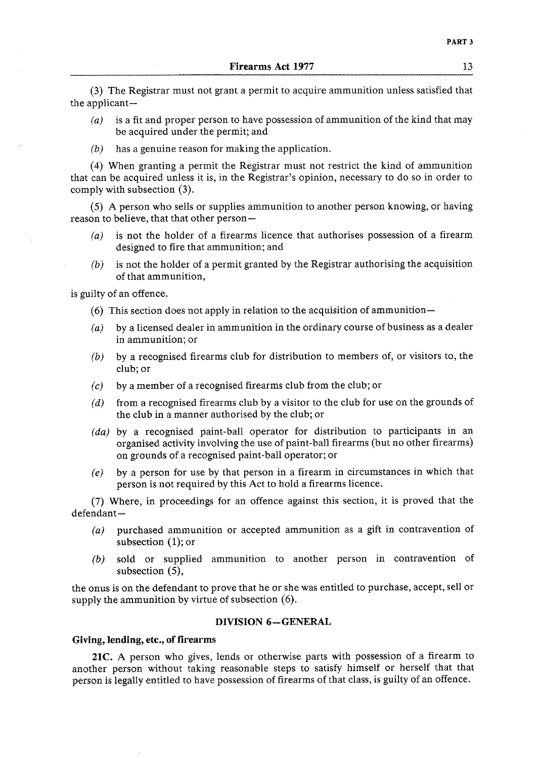(3) The Registrar must not grant a permit to acquire ammunition unless satisfied that the applicant—

*(a)* is a fit and proper person to have possession of ammunition of the kind that may be acquired under the permit; and

*(b)* has a genuine reason for making the application.

(4) When granting a permit the Registrar must not restrict the kind of ammunition that can be acquired unless it is, in the Registrar's opinion, necessary to do so in order to comply with subsection (3).

(5) A person who sells or supplies ammunition to another person knowing, or having reason to believe, that that other person—

*(a)* is not the holder of a firearms licence that authorises possession of a firearm designed to fire that ammunition; and

*(b)* is not the holder of a permit granted by the Registrar authorising the acquisition of that ammunition,

is guilty of an offence.

(6) This section does not apply in relation to the acquisition of ammunition—

*(a)* by a licensed dealer in ammunition in the ordinary course of business as a dealer in ammunition; or

*(b)* by a recognised firearms club for distribution to members of, or visitors to, the club; or

*(c)* by a member of a recognised firearms club from the club; or

*(d)* from a recognised firearms club by a visitor to the club for use on the grounds of the club in a manner authorised by the club; or

*(da)* by a recognised paint-ball operator for distribution to participants in an organised activity involving the use of paint-ball firearms (but no other firearms) on grounds of a recognised paint-ball operator; or

*(e)* by a person for use by that person in a firearm in circumstances in which that person is not required by this Act to hold a firearms licence.

(7) Where, in proceedings for an offence against this section, it is proved that the defendant—

*(a)* purchased ammunition or accepted ammunition as a gift in contravention of subsection (1); or

*(b)* sold or supplied ammunition to another person in contravention of subsection (5),

the onus is on the defendant to prove that he or she was entitled to purchase, accept, sell or supply the ammunition by virtue of subsection (6).

## DIVISION 6—GENERAL

**Giving, lending, etc., of firearms**

**21C.** A person who gives, lends or otherwise parts with possession of a firearm to another person without taking reasonable steps to satisfy himself or herself that that person is legally entitled to have possession of firearms of that class, is guilty of an offence.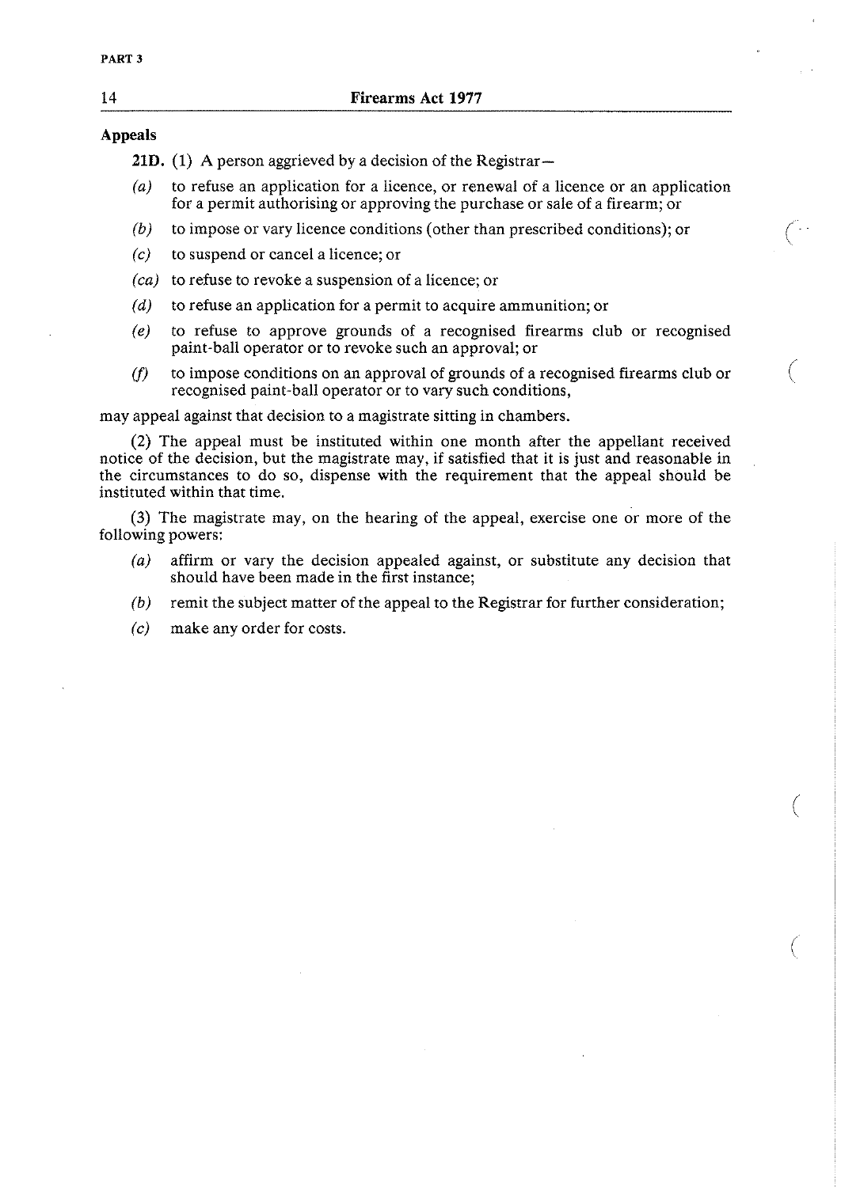**Appeals**

**21D.** (1) A person aggrieved by a decision of the Registrar—

*(a)* to refuse an application for a licence, or renewal of a licence or an application for a permit authorising or approving the purchase or sale of a firearm; or

*(b)* to impose or vary licence conditions (other than prescribed conditions); or

*(c)* to suspend or cancel a licence; or

*(ca)* to refuse to revoke a suspension of a licence; or

*(d)* to refuse an application for a permit to acquire ammunition; or

*(e)* to refuse to approve grounds of a recognised firearms club or recognised paint-ball operator or to revoke such an approval; or

*(f)* to impose conditions on an approval of grounds of a recognised firearms club or recognised paint-ball operator or to vary such conditions,

may appeal against that decision to a magistrate sitting in chambers.

(2) The appeal must be instituted within one month after the appellant received notice of the decision, but the magistrate may, if satisfied that it is just and reasonable in the circumstances to do so, dispense with the requirement that the appeal should be instituted within that time.

(3) The magistrate may, on the hearing of the appeal, exercise one or more of the following powers:

*(a)* affirm or vary the decision appealed against, or substitute any decision that should have been made in the first instance;

*(b)* remit the subject matter of the appeal to the Registrar for further consideration;

*(c)* make any order for costs.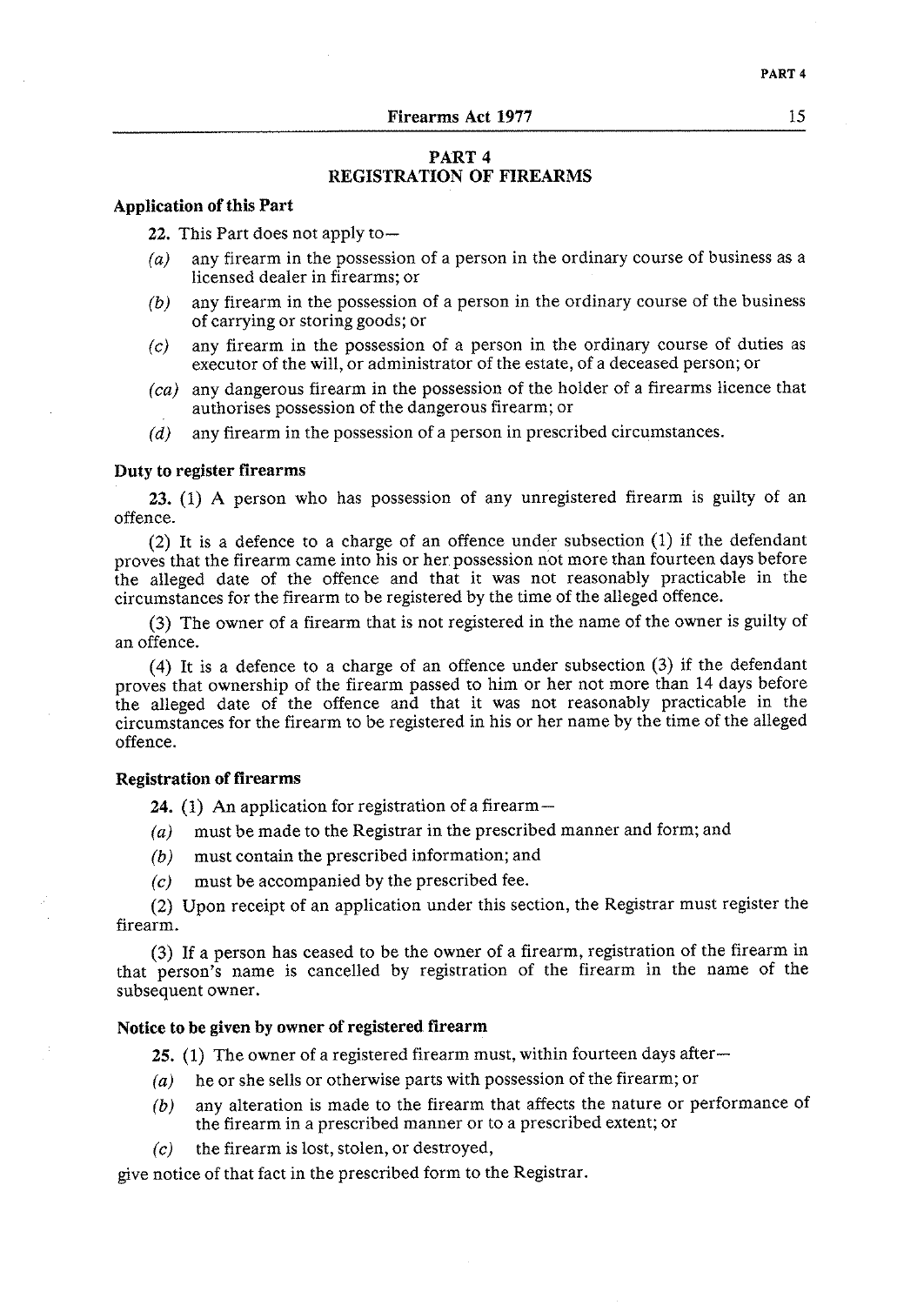# PART 4
# REGISTRATION OF FIREARMS

**Application of this Part**

22. This Part does not apply to—

(a) any firearm in the possession of a person in the ordinary course of business as a licensed dealer in firearms; or

(b) any firearm in the possession of a person in the ordinary course of the business of carrying or storing goods; or

(c) any firearm in the possession of a person in the ordinary course of duties as executor of the will, or administrator of the estate, of a deceased person; or

(ca) any dangerous firearm in the possession of the holder of a firearms licence that authorises possession of the dangerous firearm; or

(d) any firearm in the possession of a person in prescribed circumstances.

**Duty to register firearms**

23. (1) A person who has possession of any unregistered firearm is guilty of an offence.

(2) It is a defence to a charge of an offence under subsection (1) if the defendant proves that the firearm came into his or her possession not more than fourteen days before the alleged date of the offence and that it was not reasonably practicable in the circumstances for the firearm to be registered by the time of the alleged offence.

(3) The owner of a firearm that is not registered in the name of the owner is guilty of an offence.

(4) It is a defence to a charge of an offence under subsection (3) if the defendant proves that ownership of the firearm passed to him or her not more than 14 days before the alleged date of the offence and that it was not reasonably practicable in the circumstances for the firearm to be registered in his or her name by the time of the alleged offence.

**Registration of firearms**

24. (1) An application for registration of a firearm—

(a) must be made to the Registrar in the prescribed manner and form; and

(b) must contain the prescribed information; and

(c) must be accompanied by the prescribed fee.

(2) Upon receipt of an application under this section, the Registrar must register the firearm.

(3) If a person has ceased to be the owner of a firearm, registration of the firearm in that person's name is cancelled by registration of the firearm in the name of the subsequent owner.

**Notice to be given by owner of registered firearm**

25. (1) The owner of a registered firearm must, within fourteen days after—

(a) he or she sells or otherwise parts with possession of the firearm; or

(b) any alteration is made to the firearm that affects the nature or performance of the firearm in a prescribed manner or to a prescribed extent; or

(c) the firearm is lost, stolen, or destroyed,

give notice of that fact in the prescribed form to the Registrar.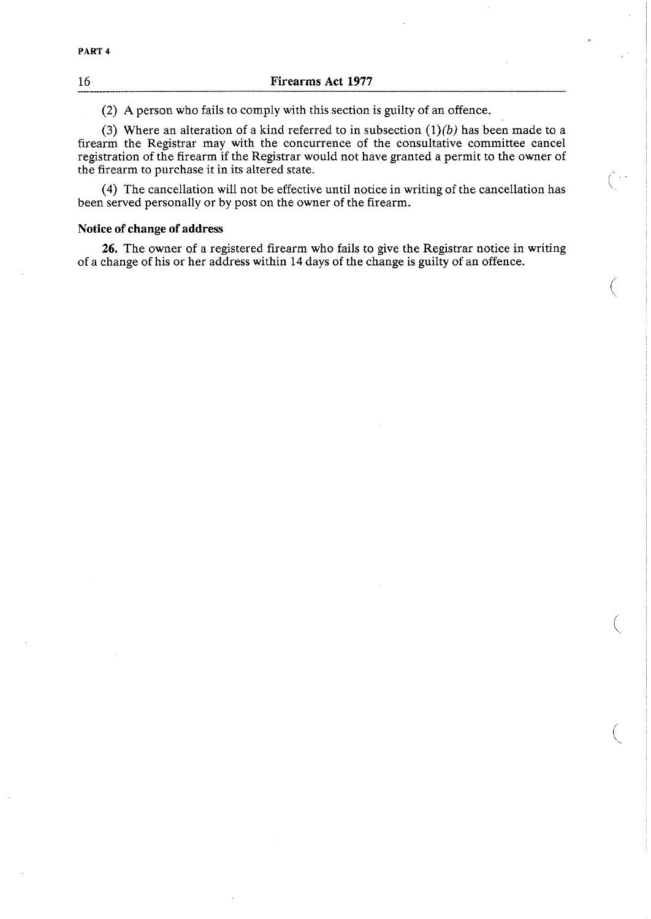(2) A person who fails to comply with this section is guilty of an offence.

(3) Where an alteration of a kind referred to in subsection (1)*(b)* has been made to a firearm the Registrar may with the concurrence of the consultative committee cancel registration of the firearm if the Registrar would not have granted a permit to the owner of the firearm to purchase it in its altered state.

(4) The cancellation will not be effective until notice in writing of the cancellation has been served personally or by post on the owner of the firearm.

**Notice of change of address**

**26.** The owner of a registered firearm who fails to give the Registrar notice in writing of a change of his or her address within 14 days of the change is guilty of an offence.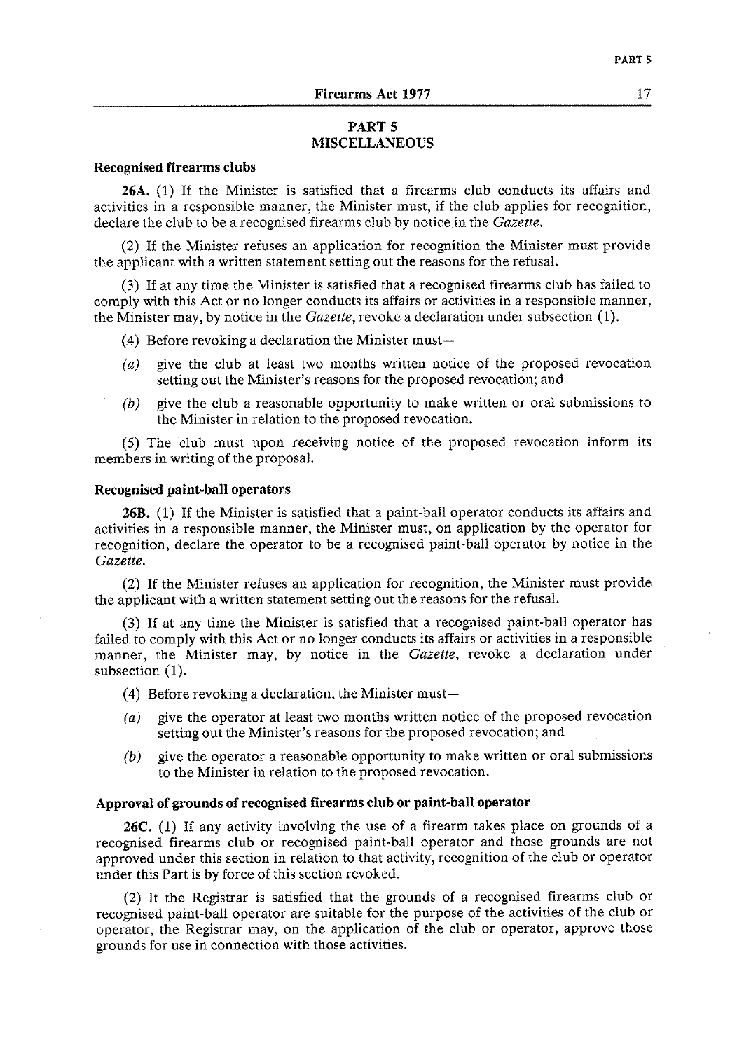## PART 5
## MISCELLANEOUS

**Recognised firearms clubs**

**26A.** (1) If the Minister is satisfied that a firearms club conducts its affairs and activities in a responsible manner, the Minister must, if the club applies for recognition, declare the club to be a recognised firearms club by notice in the *Gazette*.

(2) If the Minister refuses an application for recognition the Minister must provide the applicant with a written statement setting out the reasons for the refusal.

(3) If at any time the Minister is satisfied that a recognised firearms club has failed to comply with this Act or no longer conducts its affairs or activities in a responsible manner, the Minister may, by notice in the *Gazette*, revoke a declaration under subsection (1).

(4) Before revoking a declaration the Minister must—

*(a)* give the club at least two months written notice of the proposed revocation setting out the Minister's reasons for the proposed revocation; and

*(b)* give the club a reasonable opportunity to make written or oral submissions to the Minister in relation to the proposed revocation.

(5) The club must upon receiving notice of the proposed revocation inform its members in writing of the proposal.

**Recognised paint-ball operators**

**26B.** (1) If the Minister is satisfied that a paint-ball operator conducts its affairs and activities in a responsible manner, the Minister must, on application by the operator for recognition, declare the operator to be a recognised paint-ball operator by notice in the *Gazette*.

(2) If the Minister refuses an application for recognition, the Minister must provide the applicant with a written statement setting out the reasons for the refusal.

(3) If at any time the Minister is satisfied that a recognised paint-ball operator has failed to comply with this Act or no longer conducts its affairs or activities in a responsible manner, the Minister may, by notice in the *Gazette*, revoke a declaration under subsection (1).

(4) Before revoking a declaration, the Minister must—

*(a)* give the operator at least two months written notice of the proposed revocation setting out the Minister's reasons for the proposed revocation; and

*(b)* give the operator a reasonable opportunity to make written or oral submissions to the Minister in relation to the proposed revocation.

**Approval of grounds of recognised firearms club or paint-ball operator**

**26C.** (1) If any activity involving the use of a firearm takes place on grounds of a recognised firearms club or recognised paint-ball operator and those grounds are not approved under this section in relation to that activity, recognition of the club or operator under this Part is by force of this section revoked.

(2) If the Registrar is satisfied that the grounds of a recognised firearms club or recognised paint-ball operator are suitable for the purpose of the activities of the club or operator, the Registrar may, on the application of the club or operator, approve those grounds for use in connection with those activities.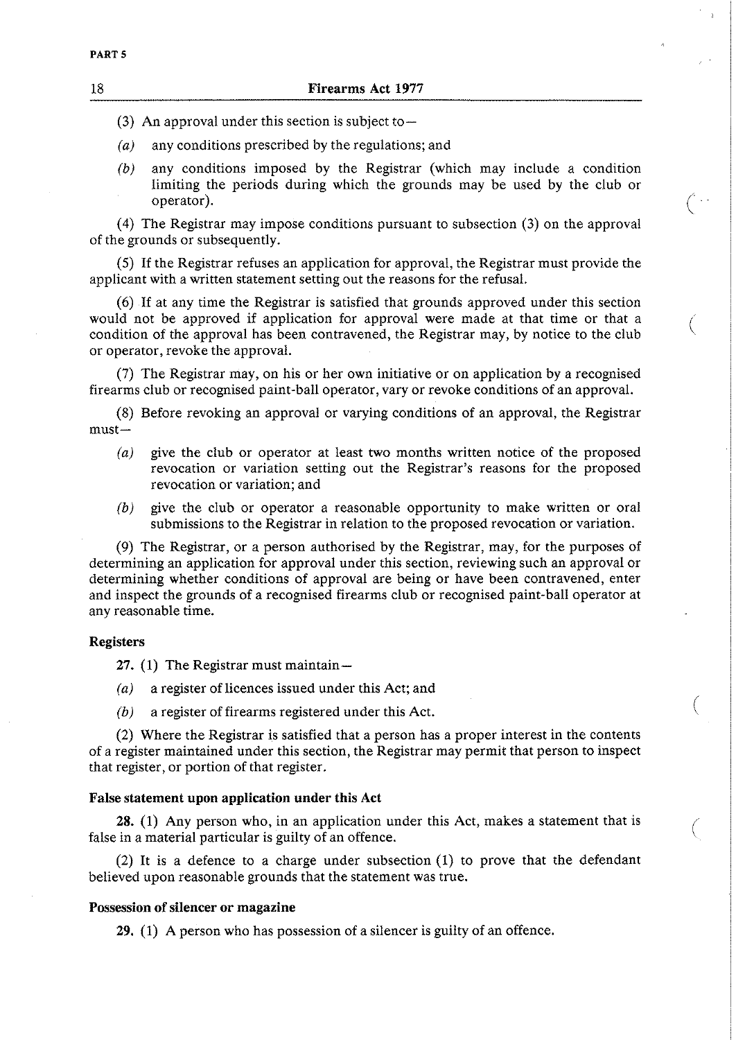(3) An approval under this section is subject to—

*(a)* any conditions prescribed by the regulations; and

*(b)* any conditions imposed by the Registrar (which may include a condition limiting the periods during which the grounds may be used by the club or operator).

(4) The Registrar may impose conditions pursuant to subsection (3) on the approval of the grounds or subsequently.

(5) If the Registrar refuses an application for approval, the Registrar must provide the applicant with a written statement setting out the reasons for the refusal.

(6) If at any time the Registrar is satisfied that grounds approved under this section would not be approved if application for approval were made at that time or that a condition of the approval has been contravened, the Registrar may, by notice to the club or operator, revoke the approval.

(7) The Registrar may, on his or her own initiative or on application by a recognised firearms club or recognised paint-ball operator, vary or revoke conditions of an approval.

(8) Before revoking an approval or varying conditions of an approval, the Registrar must—

*(a)* give the club or operator at least two months written notice of the proposed revocation or variation setting out the Registrar's reasons for the proposed revocation or variation; and

*(b)* give the club or operator a reasonable opportunity to make written or oral submissions to the Registrar in relation to the proposed revocation or variation.

(9) The Registrar, or a person authorised by the Registrar, may, for the purposes of determining an application for approval under this section, reviewing such an approval or determining whether conditions of approval are being or have been contravened, enter and inspect the grounds of a recognised firearms club or recognised paint-ball operator at any reasonable time.

**Registers**

**27.** (1) The Registrar must maintain—

*(a)* a register of licences issued under this Act; and

*(b)* a register of firearms registered under this Act.

(2) Where the Registrar is satisfied that a person has a proper interest in the contents of a register maintained under this section, the Registrar may permit that person to inspect that register, or portion of that register.

**False statement upon application under this Act**

**28.** (1) Any person who, in an application under this Act, makes a statement that is false in a material particular is guilty of an offence.

(2) It is a defence to a charge under subsection (1) to prove that the defendant believed upon reasonable grounds that the statement was true.

**Possession of silencer or magazine**

**29.** (1) A person who has possession of a silencer is guilty of an offence.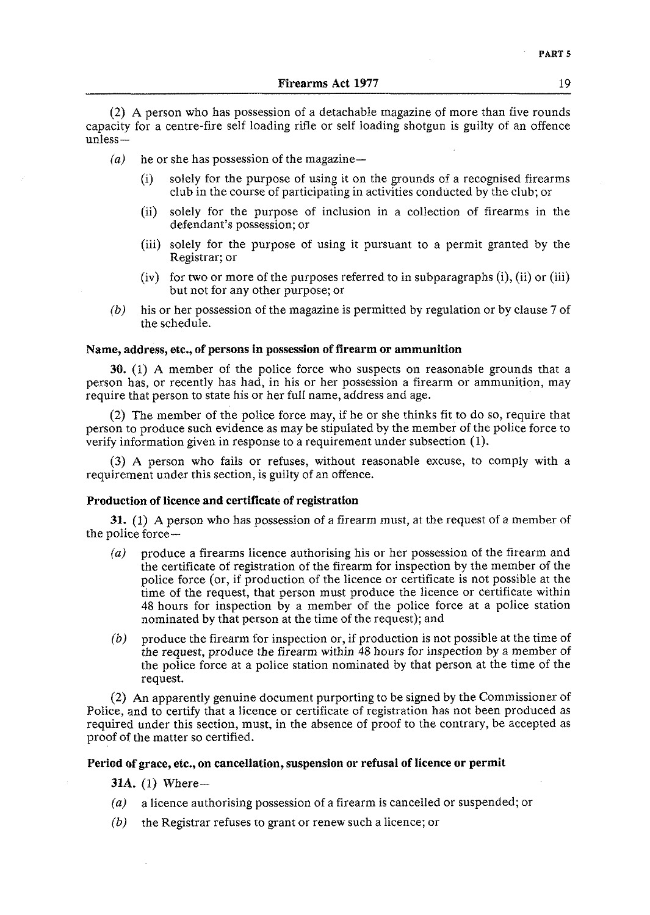(2) A person who has possession of a detachable magazine of more than five rounds capacity for a centre-fire self loading rifle or self loading shotgun is guilty of an offence unless—

- *(a)* he or she has possession of the magazine—
  - (i) solely for the purpose of using it on the grounds of a recognised firearms club in the course of participating in activities conducted by the club; or
  - (ii) solely for the purpose of inclusion in a collection of firearms in the defendant's possession; or
  - (iii) solely for the purpose of using it pursuant to a permit granted by the Registrar; or
  - (iv) for two or more of the purposes referred to in subparagraphs (i), (ii) or (iii) but not for any other purpose; or
- *(b)* his or her possession of the magazine is permitted by regulation or by clause 7 of the schedule.

**Name, address, etc., of persons in possession of firearm or ammunition**

**30.** (1) A member of the police force who suspects on reasonable grounds that a person has, or recently has had, in his or her possession a firearm or ammunition, may require that person to state his or her full name, address and age.

(2) The member of the police force may, if he or she thinks fit to do so, require that person to produce such evidence as may be stipulated by the member of the police force to verify information given in response to a requirement under subsection (1).

(3) A person who fails or refuses, without reasonable excuse, to comply with a requirement under this section, is guilty of an offence.

**Production of licence and certificate of registration**

**31.** (1) A person who has possession of a firearm must, at the request of a member of the police force—

- *(a)* produce a firearms licence authorising his or her possession of the firearm and the certificate of registration of the firearm for inspection by the member of the police force (or, if production of the licence or certificate is not possible at the time of the request, that person must produce the licence or certificate within 48 hours for inspection by a member of the police force at a police station nominated by that person at the time of the request); and
- *(b)* produce the firearm for inspection or, if production is not possible at the time of the request, produce the firearm within 48 hours for inspection by a member of the police force at a police station nominated by that person at the time of the request.

(2) An apparently genuine document purporting to be signed by the Commissioner of Police, and to certify that a licence or certificate of registration has not been produced as required under this section, must, in the absence of proof to the contrary, be accepted as proof of the matter so certified.

**Period of grace, etc., on cancellation, suspension or refusal of licence or permit**

**31A.** (1) Where—

- *(a)* a licence authorising possession of a firearm is cancelled or suspended; or
- *(b)* the Registrar refuses to grant or renew such a licence; or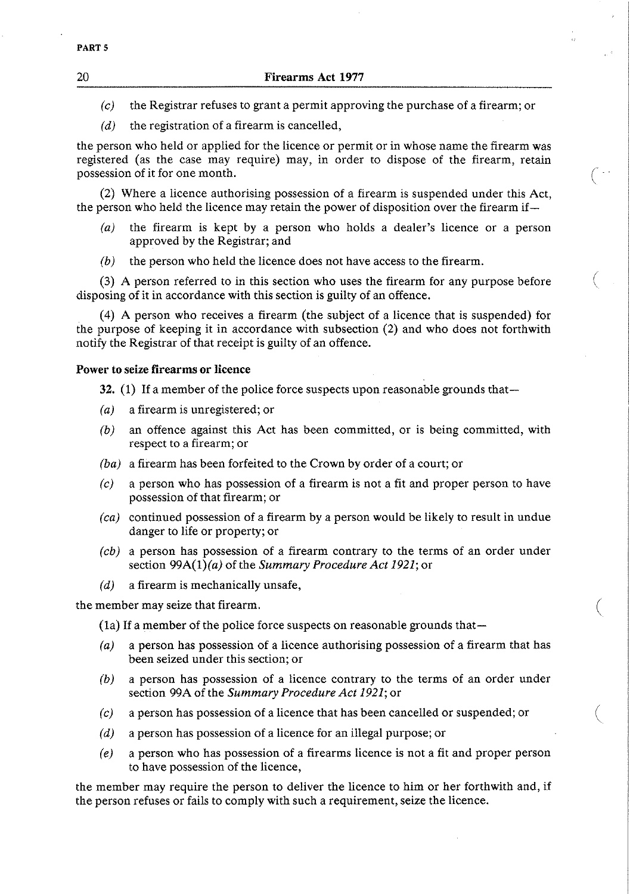*(c)* the Registrar refuses to grant a permit approving the purchase of a firearm; or

*(d)* the registration of a firearm is cancelled,

the person who held or applied for the licence or permit or in whose name the firearm was registered (as the case may require) may, in order to dispose of the firearm, retain possession of it for one month.

(2) Where a licence authorising possession of a firearm is suspended under this Act, the person who held the licence may retain the power of disposition over the firearm if—

*(a)* the firearm is kept by a person who holds a dealer's licence or a person approved by the Registrar; and

*(b)* the person who held the licence does not have access to the firearm.

(3) A person referred to in this section who uses the firearm for any purpose before disposing of it in accordance with this section is guilty of an offence.

(4) A person who receives a firearm (the subject of a licence that is suspended) for the purpose of keeping it in accordance with subsection (2) and who does not forthwith notify the Registrar of that receipt is guilty of an offence.

**Power to seize firearms or licence**

**32.** (1) If a member of the police force suspects upon reasonable grounds that—

*(a)* a firearm is unregistered; or

*(b)* an offence against this Act has been committed, or is being committed, with respect to a firearm; or

*(ba)* a firearm has been forfeited to the Crown by order of a court; or

*(c)* a person who has possession of a firearm is not a fit and proper person to have possession of that firearm; or

*(ca)* continued possession of a firearm by a person would be likely to result in undue danger to life or property; or

*(cb)* a person has possession of a firearm contrary to the terms of an order under section 99A(1)*(a)* of the *Summary Procedure Act 1921*; or

*(d)* a firearm is mechanically unsafe,

the member may seize that firearm.

(1a) If a member of the police force suspects on reasonable grounds that—

*(a)* a person has possession of a licence authorising possession of a firearm that has been seized under this section; or

*(b)* a person has possession of a licence contrary to the terms of an order under section 99A of the *Summary Procedure Act 1921*; or

*(c)* a person has possession of a licence that has been cancelled or suspended; or

*(d)* a person has possession of a licence for an illegal purpose; or

*(e)* a person who has possession of a firearms licence is not a fit and proper person to have possession of the licence,

the member may require the person to deliver the licence to him or her forthwith and, if the person refuses or fails to comply with such a requirement, seize the licence.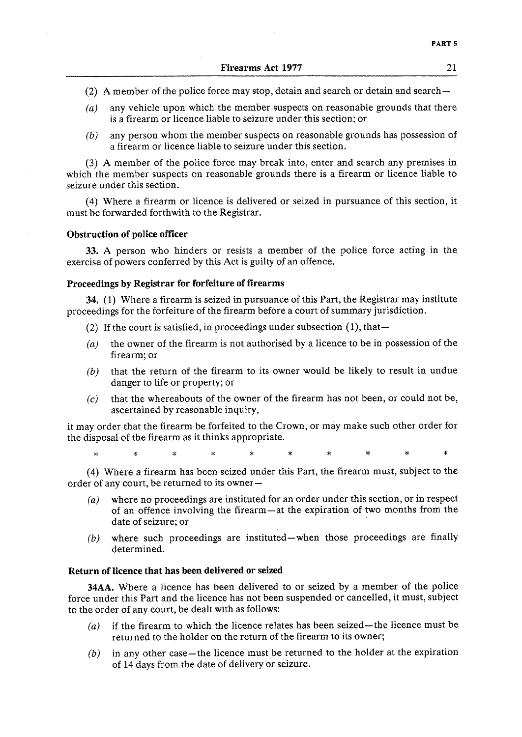(2) A member of the police force may stop, detain and search or detain and search—

*(a)* any vehicle upon which the member suspects on reasonable grounds that there is a firearm or licence liable to seizure under this section; or

*(b)* any person whom the member suspects on reasonable grounds has possession of a firearm or licence liable to seizure under this section.

(3) A member of the police force may break into, enter and search any premises in which the member suspects on reasonable grounds there is a firearm or licence liable to seizure under this section.

(4) Where a firearm or licence is delivered or seized in pursuance of this section, it must be forwarded forthwith to the Registrar.

**Obstruction of police officer**

**33.** A person who hinders or resists a member of the police force acting in the exercise of powers conferred by this Act is guilty of an offence.

**Proceedings by Registrar for forfeiture of firearms**

**34.** (1) Where a firearm is seized in pursuance of this Part, the Registrar may institute proceedings for the forfeiture of the firearm before a court of summary jurisdiction.

(2) If the court is satisfied, in proceedings under subsection (1), that—

*(a)* the owner of the firearm is not authorised by a licence to be in possession of the firearm; or

*(b)* that the return of the firearm to its owner would be likely to result in undue danger to life or property; or

*(c)* that the whereabouts of the owner of the firearm has not been, or could not be, ascertained by reasonable inquiry,

it may order that the firearm be forfeited to the Crown, or may make such other order for the disposal of the firearm as it thinks appropriate.

\* \* \* \* \* \* \* \* \* \*

(4) Where a firearm has been seized under this Part, the firearm must, subject to the order of any court, be returned to its owner—

*(a)* where no proceedings are instituted for an order under this section, or in respect of an offence involving the firearm—at the expiration of two months from the date of seizure; or

*(b)* where such proceedings are instituted—when those proceedings are finally determined.

**Return of licence that has been delivered or seized**

**34AA.** Where a licence has been delivered to or seized by a member of the police force under this Part and the licence has not been suspended or cancelled, it must, subject to the order of any court, be dealt with as follows:

*(a)* if the firearm to which the licence relates has been seized—the licence must be returned to the holder on the return of the firearm to its owner;

*(b)* in any other case—the licence must be returned to the holder at the expiration of 14 days from the date of delivery or seizure.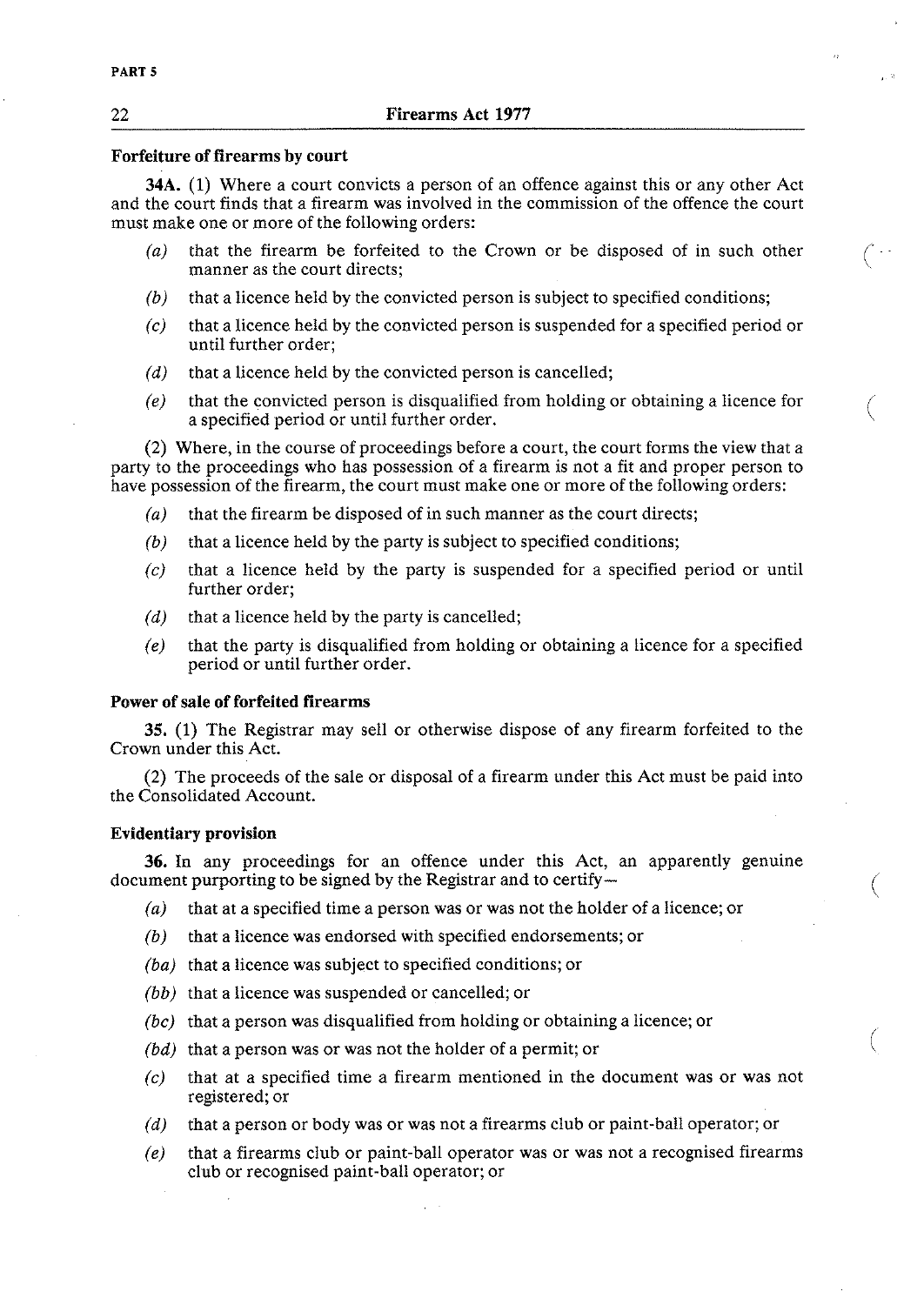**PART 5**

### Forfeiture of firearms by court

**34A.** (1) Where a court convicts a person of an offence against this or any other Act and the court finds that a firearm was involved in the commission of the offence the court must make one or more of the following orders:

- *(a)* that the firearm be forfeited to the Crown or be disposed of in such other manner as the court directs;
- *(b)* that a licence held by the convicted person is subject to specified conditions;
- *(c)* that a licence held by the convicted person is suspended for a specified period or until further order;
- *(d)* that a licence held by the convicted person is cancelled;
- *(e)* that the convicted person is disqualified from holding or obtaining a licence for a specified period or until further order.

(2) Where, in the course of proceedings before a court, the court forms the view that a party to the proceedings who has possession of a firearm is not a fit and proper person to have possession of the firearm, the court must make one or more of the following orders:

- *(a)* that the firearm be disposed of in such manner as the court directs;
- *(b)* that a licence held by the party is subject to specified conditions;
- *(c)* that a licence held by the party is suspended for a specified period or until further order;
- *(d)* that a licence held by the party is cancelled;
- *(e)* that the party is disqualified from holding or obtaining a licence for a specified period or until further order.

### Power of sale of forfeited firearms

**35.** (1) The Registrar may sell or otherwise dispose of any firearm forfeited to the Crown under this Act.

(2) The proceeds of the sale or disposal of a firearm under this Act must be paid into the Consolidated Account.

### Evidentiary provision

**36.** In any proceedings for an offence under this Act, an apparently genuine document purporting to be signed by the Registrar and to certify—

- *(a)* that at a specified time a person was or was not the holder of a licence; or
- *(b)* that a licence was endorsed with specified endorsements; or
- *(ba)* that a licence was subject to specified conditions; or
- *(bb)* that a licence was suspended or cancelled; or
- *(bc)* that a person was disqualified from holding or obtaining a licence; or
- *(bd)* that a person was or was not the holder of a permit; or
- *(c)* that at a specified time a firearm mentioned in the document was or was not registered; or
- *(d)* that a person or body was or was not a firearms club or paint-ball operator; or
- *(e)* that a firearms club or paint-ball operator was or was not a recognised firearms club or recognised paint-ball operator; or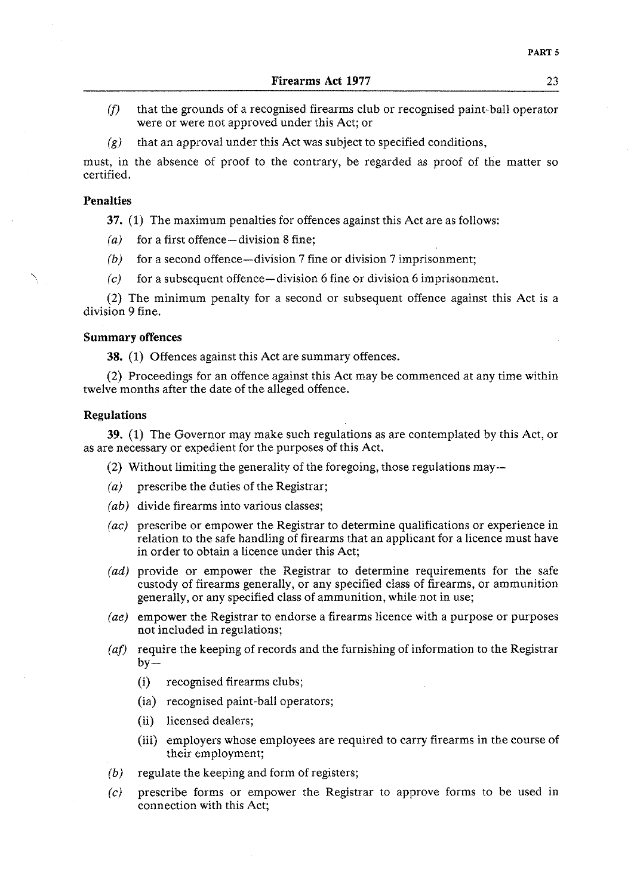*(f)* that the grounds of a recognised firearms club or recognised paint-ball operator were or were not approved under this Act; or

*(g)* that an approval under this Act was subject to specified conditions,

must, in the absence of proof to the contrary, be regarded as proof of the matter so certified.

**Penalties**

**37.** (1) The maximum penalties for offences against this Act are as follows:

*(a)* for a first offence—division 8 fine;

*(b)* for a second offence—division 7 fine or division 7 imprisonment;

*(c)* for a subsequent offence—division 6 fine or division 6 imprisonment.

(2) The minimum penalty for a second or subsequent offence against this Act is a division 9 fine.

**Summary offences**

**38.** (1) Offences against this Act are summary offences.

(2) Proceedings for an offence against this Act may be commenced at any time within twelve months after the date of the alleged offence.

**Regulations**

**39.** (1) The Governor may make such regulations as are contemplated by this Act, or as are necessary or expedient for the purposes of this Act.

(2) Without limiting the generality of the foregoing, those regulations may—

*(a)* prescribe the duties of the Registrar;

*(ab)* divide firearms into various classes;

*(ac)* prescribe or empower the Registrar to determine qualifications or experience in relation to the safe handling of firearms that an applicant for a licence must have in order to obtain a licence under this Act;

*(ad)* provide or empower the Registrar to determine requirements for the safe custody of firearms generally, or any specified class of firearms, or ammunition generally, or any specified class of ammunition, while not in use;

*(ae)* empower the Registrar to endorse a firearms licence with a purpose or purposes not included in regulations;

*(af)* require the keeping of records and the furnishing of information to the Registrar by—

(i) recognised firearms clubs;

(ia) recognised paint-ball operators;

(ii) licensed dealers;

(iii) employers whose employees are required to carry firearms in the course of their employment;

*(b)* regulate the keeping and form of registers;

*(c)* prescribe forms or empower the Registrar to approve forms to be used in connection with this Act;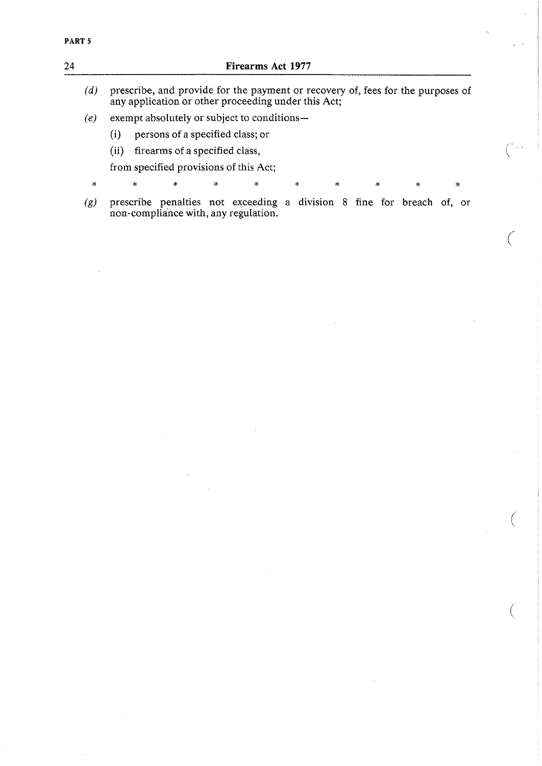(d) prescribe, and provide for the payment or recovery of, fees for the purposes of any application or other proceeding under this Act;

(e) exempt absolutely or subject to conditions—

   (i) persons of a specified class; or

   (ii) firearms of a specified class,

   from specified provisions of this Act;

\* \* \* \* \* \* \* \* \* \*

(g) prescribe penalties not exceeding a division 8 fine for breach of, or non-compliance with, any regulation.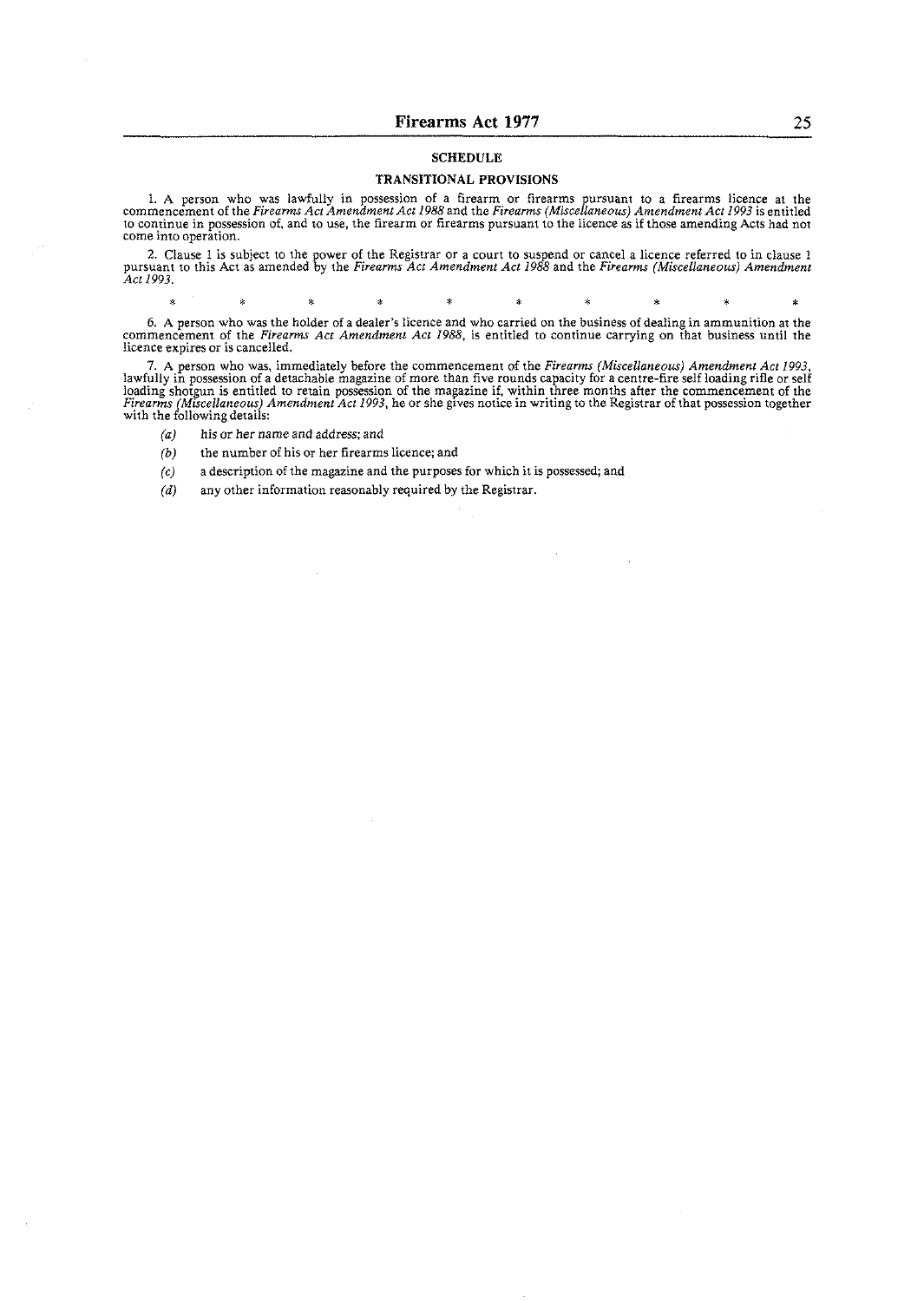## SCHEDULE

### TRANSITIONAL PROVISIONS

1. A person who was lawfully in possession of a firearm or firearms pursuant to a firearms licence at the commencement of the *Firearms Act Amendment Act 1988* and the *Firearms (Miscellaneous) Amendment Act 1993* is entitled to continue in possession of, and to use, the firearm or firearms pursuant to the licence as if those amending Acts had not come into operation.

2. Clause 1 is subject to the power of the Registrar or a court to suspend or cancel a licence referred to in clause 1 pursuant to this Act as amended by the *Firearms Act Amendment Act 1988* and the *Firearms (Miscellaneous) Amendment Act 1993*.

\* \* \* \* \* \* \* \* \* \*

6. A person who was the holder of a dealer's licence and who carried on the business of dealing in ammunition at the commencement of the *Firearms Act Amendment Act 1988*, is entitled to continue carrying on that business until the licence expires or is cancelled.

7. A person who was, immediately before the commencement of the *Firearms (Miscellaneous) Amendment Act 1993*, lawfully in possession of a detachable magazine of more than five rounds capacity for a centre-fire self loading rifle or self loading shotgun is entitled to retain possession of the magazine if, within three months after the commencement of the *Firearms (Miscellaneous) Amendment Act 1993*, he or she gives notice in writing to the Registrar of that possession together with the following details:

*(a)* his or her name and address; and

*(b)* the number of his or her firearms licence; and

*(c)* a description of the magazine and the purposes for which it is possessed; and

*(d)* any other information reasonably required by the Registrar.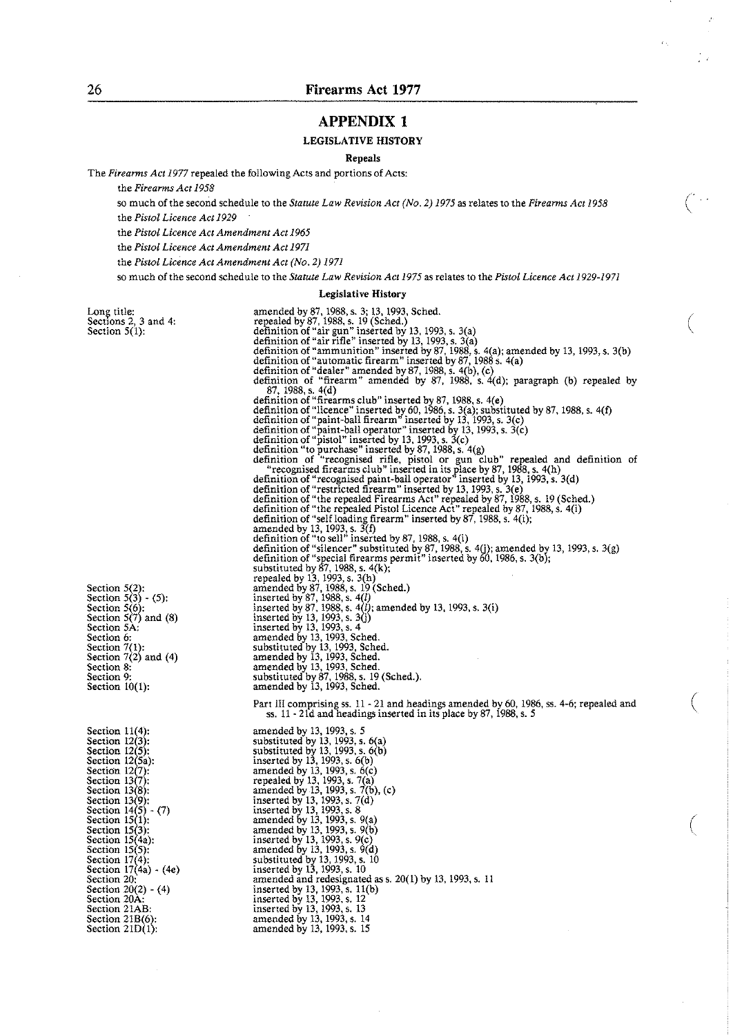## APPENDIX 1

### LEGISLATIVE HISTORY

#### Repeals

The *Firearms Act 1977* repealed the following Acts and portions of Acts:

the *Firearms Act 1958*

so much of the second schedule to the *Statute Law Revision Act (No. 2) 1975* as relates to the *Firearms Act 1958*

the *Pistol Licence Act 1929*

the *Pistol Licence Act Amendment Act 1965*

the *Pistol Licence Act Amendment Act 1971*

the *Pistol Licence Act Amendment Act (No. 2) 1971*

so much of the second schedule to the *Statute Law Revision Act 1975* as relates to the *Pistol Licence Act 1929-1971*

#### Legislative History

| | |
|---|---|
| Long title: | amended by 87, 1988, s. 3; 13, 1993, Sched. |
| Sections 2, 3 and 4: | repealed by 87, 1988, s. 19 (Sched.) |
| Section 5(1): | definition of "air gun" inserted by 13, 1993, s. 3(a) |
| | definition of "air rifle" inserted by 13, 1993, s. 3(a) |
| | definition of "ammunition" inserted by 87, 1988, s. 4(a); amended by 13, 1993, s. 3(b) |
| | definition of "automatic firearm" inserted by 87, 1988 s. 4(a) |
| | definition of "dealer" amended by 87, 1988, s. 4(b), (c) |
| | definition of "firearm" amended by 87, 1988, s. 4(d); paragraph (b) repealed by 87, 1988, s. 4(d) |
| | definition of "firearms club" inserted by 87, 1988, s. 4(e) |
| | definition of "licence" inserted by 60, 1986, s. 3(a); substituted by 87, 1988, s. 4(f) |
| | definition of "paint-ball firearm" inserted by 13, 1993, s. 3(c) |
| | definition of "paint-ball operator" inserted by 13, 1993, s. 3(c) |
| | definition of "pistol" inserted by 13, 1993, s. 3(c) |
| | definition "to purchase" inserted by 87, 1988, s. 4(g) |
| | definition of "recognised rifle, pistol or gun club" repealed and definition of "recognised firearms club" inserted in its place by 87, 1988, s. 4(h) |
| | definition of "recognised paint-ball operator" inserted by 13, 1993, s. 3(d) |
| | definition of "restricted firearm" inserted by 13, 1993, s. 3(e) |
| | definition of "the repealed Firearms Act" repealed by 87, 1988, s. 19 (Sched.) |
| | definition of "the repealed Pistol Licence Act" repealed by 87, 1988, s. 4(i) |
| | definition of "self loading firearm" inserted by 87, 1988, s. 4(i); amended by 13, 1993, s. 3(f) |
| | definition of "to sell" inserted by 87, 1988, s. 4(i) |
| | definition of "silencer" substituted by 87, 1988, s. 4(j); amended by 13, 1993, s. 3(g) |
| | definition of "special firearms permit" inserted by 60, 1986, s. 3(b); substituted by 87, 1988, s. 4(k); repealed by 13, 1993, s. 3(h) |
| Section 5(2): | amended by 87, 1988, s. 19 (Sched.) |
| Section 5(3) - (5): | inserted by 87, 1988, s. 4(*l*) |
| Section 5(6): | inserted by 87, 1988, s. 4(*l*); amended by 13, 1993, s. 3(i) |
| Section 5(7) and (8) | inserted by 13, 1993, s. 3(j) |
| Section 5A: | inserted by 13, 1993, s. 4 |
| Section 6: | amended by 13, 1993, Sched. |
| Section 7(1): | substituted by 13, 1993, Sched. |
| Section 7(2) and (4) | amended by 13, 1993, Sched. |
| Section 8: | amended by 13, 1993, Sched. |
| Section 9: | substituted by 87, 1988, s. 19 (Sched.). |
| Section 10(1): | amended by 13, 1993, Sched. |
| | Part III comprising ss. 11 - 21 and headings amended by 60, 1986, ss. 4-6; repealed and ss. 11 - 21d and headings inserted in its place by 87, 1988, s. 5 |
| Section 11(4): | amended by 13, 1993, s. 5 |
| Section 12(3): | substituted by 13, 1993, s. 6(a) |
| Section 12(5): | substituted by 13, 1993, s. 6(b) |
| Section 12(5a): | inserted by 13, 1993, s. 6(b) |
| Section 12(7): | amended by 13, 1993, s. 6(c) |
| Section 13(7): | repealed by 13, 1993, s. 7(a) |
| Section 13(8): | amended by 13, 1993, s. 7(b), (c) |
| Section 13(9): | inserted by 13, 1993, s. 7(d) |
| Section 14(5) - (7) | inserted by 13, 1993, s. 8 |
| Section 15(1): | amended by 13, 1993, s. 9(a) |
| Section 15(3): | amended by 13, 1993, s. 9(b) |
| Section 15(4a): | inserted by 13, 1993, s. 9(c) |
| Section 15(5): | amended by 13, 1993, s. 9(d) |
| Section 17(4): | substituted by 13, 1993, s. 10 |
| Section 17(4a) - (4e) | inserted by 13, 1993, s. 10 |
| Section 20: | amended and redesignated as s. 20(1) by 13, 1993, s. 11 |
| Section 20(2) - (4) | inserted by 13, 1993, s. 11(b) |
| Section 20A: | inserted by 13, 1993, s. 12 |
| Section 21AB: | inserted by 13, 1993, s. 13 |
| Section 21B(6): | amended by 13, 1993, s. 14 |
| Section 21D(1): | amended by 13, 1993, s. 15 |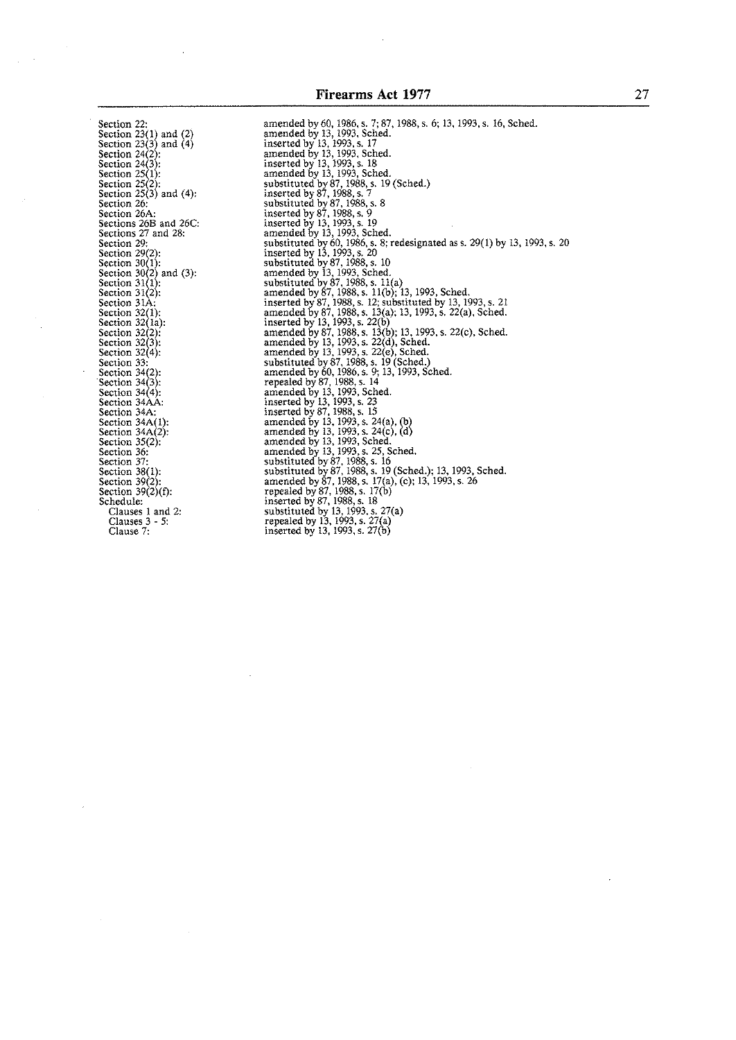| | |
|---|---|
| Section 22: | amended by 60, 1986, s. 7; 87, 1988, s. 6; 13, 1993, s. 16, Sched. |
| Section 23(1) and (2) | amended by 13, 1993, Sched. |
| Section 23(3) and (4) | inserted by 13, 1993, s. 17 |
| Section 24(2): | amended by 13, 1993, Sched. |
| Section 24(3): | inserted by 13, 1993, s. 18 |
| Section 25(1): | amended by 13, 1993, Sched. |
| Section 25(2): | substituted by 87, 1988, s. 19 (Sched.) |
| Section 25(3) and (4): | inserted by 87, 1988, s. 7 |
| Section 26: | substituted by 87, 1988, s. 8 |
| Section 26A: | inserted by 87, 1988, s. 9 |
| Sections 26B and 26C: | inserted by 13, 1993, s. 19 |
| Sections 27 and 28: | amended by 13, 1993, Sched. |
| Section 29: | substituted by 60, 1986, s. 8; redesignated as s. 29(1) by 13, 1993, s. 20 |
| Section 29(2): | inserted by 13, 1993, s. 20 |
| Section 30(1): | substituted by 87, 1988, s. 10 |
| Section 30(2) and (3): | amended by 13, 1993, Sched. |
| Section 31(1): | substituted by 87, 1988, s. 11(a) |
| Section 31(2): | amended by 87, 1988, s. 11(b); 13, 1993, Sched. |
| Section 31A: | inserted by 87, 1988, s. 12; substituted by 13, 1993, s. 21 |
| Section 32(1): | amended by 87, 1988, s. 13(a); 13, 1993, s. 22(a), Sched. |
| Section 32(1a): | inserted by 13, 1993, s. 22(b) |
| Section 32(2): | amended by 87, 1988, s. 13(b); 13, 1993, s. 22(c), Sched. |
| Section 32(3): | amended by 13, 1993, s. 22(d), Sched. |
| Section 32(4): | amended by 13, 1993, s. 22(e), Sched. |
| Section 33: | substituted by 87, 1988, s. 19 (Sched.) |
| Section 34(2): | amended by 60, 1986, s. 9; 13, 1993, Sched. |
| Section 34(3): | repealed by 87, 1988, s. 14 |
| Section 34(4): | amended by 13, 1993, Sched. |
| Section 34AA: | inserted by 13, 1993, s. 23 |
| Section 34A: | inserted by 87, 1988, s. 15 |
| Section 34A(1): | amended by 13, 1993, s. 24(a), (b) |
| Section 34A(2): | amended by 13, 1993, s. 24(c), (d) |
| Section 35(2): | amended by 13, 1993, Sched. |
| Section 36: | amended by 13, 1993, s. 25, Sched. |
| Section 37: | substituted by 87, 1988, s. 16 |
| Section 38(1): | substituted by 87, 1988, s. 19 (Sched.); 13, 1993, Sched. |
| Section 39(2): | amended by 87, 1988, s. 17(a), (c); 13, 1993, s. 26 |
| Section 39(2)(f): | repealed by 87, 1988, s. 17(b) |
| Schedule: | inserted by 87, 1988, s. 18 |
| Clauses 1 and 2: | substituted by 13, 1993, s. 27(a) |
| Clauses 3 - 5: | repealed by 13, 1993, s. 27(a) |
| Clause 7: | inserted by 13, 1993, s. 27(b) |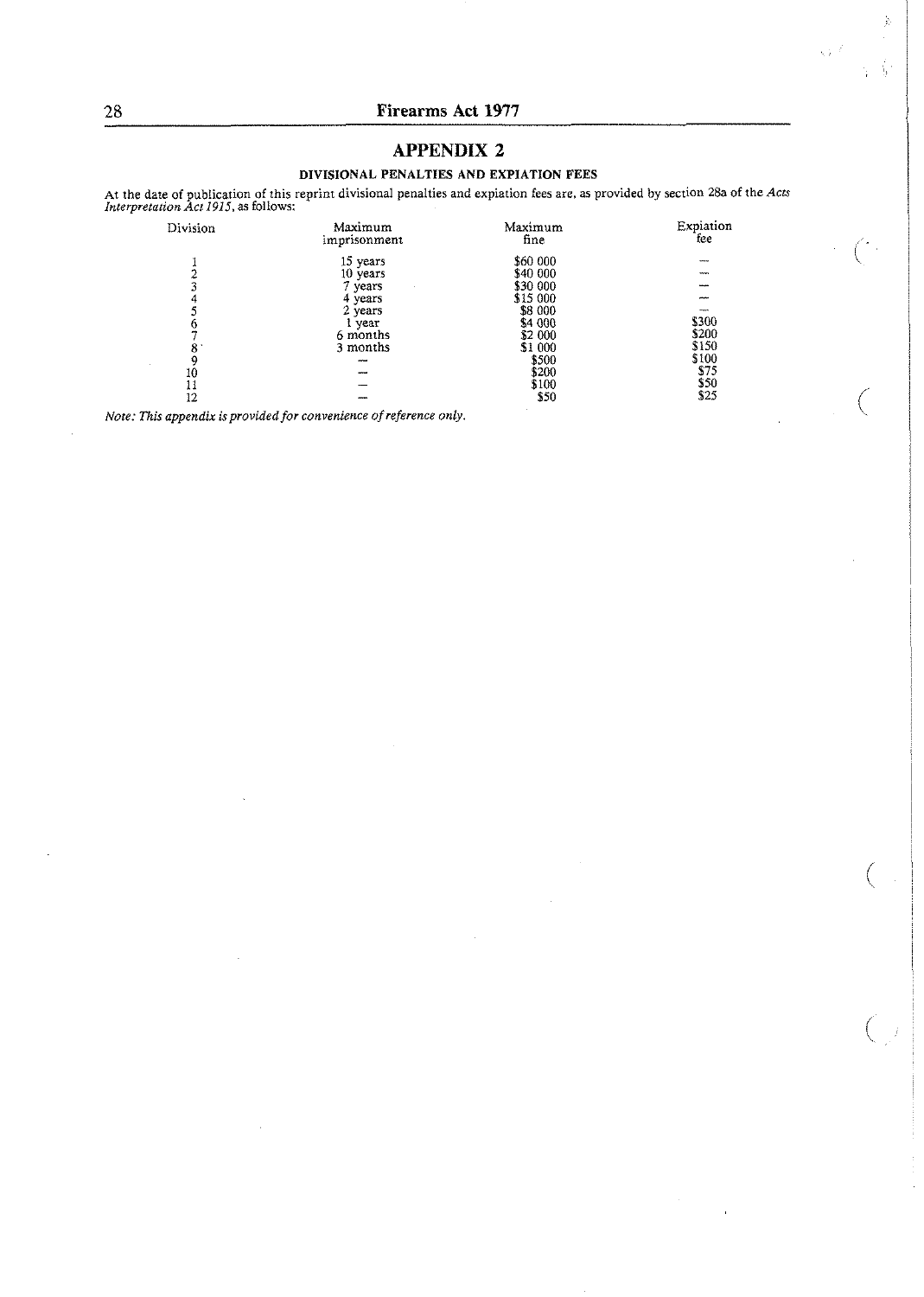## APPENDIX 2

### DIVISIONAL PENALTIES AND EXPIATION FEES

At the date of publication of this reprint divisional penalties and expiation fees are, as provided by section 28a of the *Acts Interpretation Act 1915*, as follows:

| Division | Maximum imprisonment | Maximum fine | Expiation fee |
|---|---|---|---|
| 1 | 15 years | $60 000 | — |
| 2 | 10 years | $40 000 | — |
| 3 | 7 years | $30 000 | — |
| 4 | 4 years | $15 000 | — |
| 5 | 2 years | $8 000 | — |
| 6 | 1 year | $4 000 | $300 |
| 7 | 6 months | $2 000 | $200 |
| 8 | 3 months | $1 000 | $150 |
| 9 | — | $500 | $100 |
| 10 | — | $200 | $75 |
| 11 | — | $100 | $50 |
| 12 | — | $50 | $25 |

*Note: This appendix is provided for convenience of reference only.*